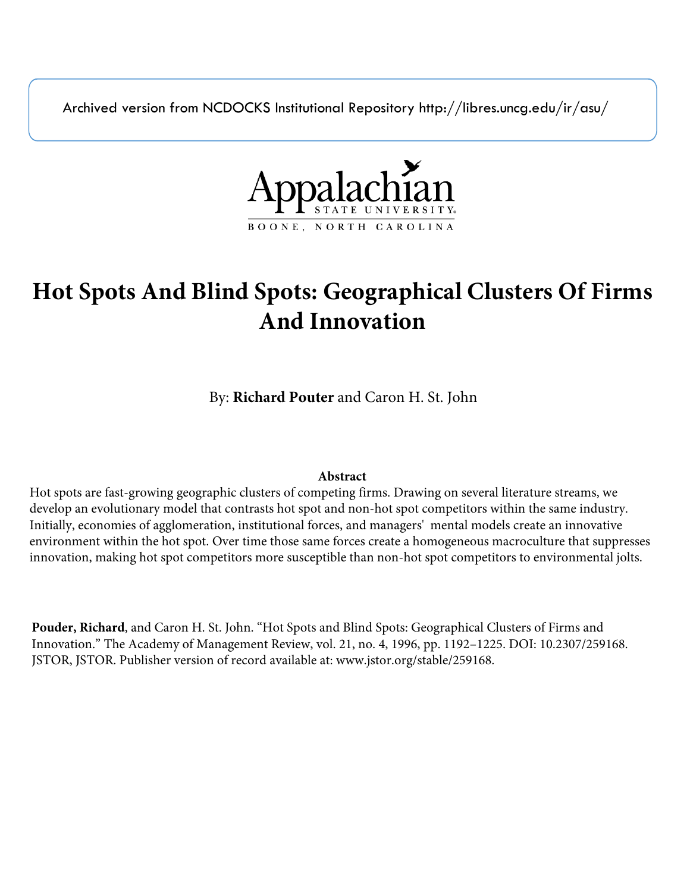Archived version from NCDOCKS Institutional Repository http://libres.uncg.edu/ir/asu/

Appalachian State University
BOONE, NORTH CAROLINA

# Hot Spots And Blind Spots: Geographical Clusters Of Firms And Innovation

By: **Richard Pouter** and Caron H. St. John

**Abstract**

Hot spots are fast-growing geographic clusters of competing firms. Drawing on several literature streams, we develop an evolutionary model that contrasts hot spot and non-hot spot competitors within the same industry. Initially, economies of agglomeration, institutional forces, and managers' mental models create an innovative environment within the hot spot. Over time those same forces create a homogeneous macroculture that suppresses innovation, making hot spot competitors more susceptible than non-hot spot competitors to environmental jolts.

**Pouder, Richard**, and Caron H. St. John. "Hot Spots and Blind Spots: Geographical Clusters of Firms and Innovation." The Academy of Management Review, vol. 21, no. 4, 1996, pp. 1192–1225. DOI: 10.2307/259168. JSTOR, JSTOR. Publisher version of record available at: www.jstor.org/stable/259168.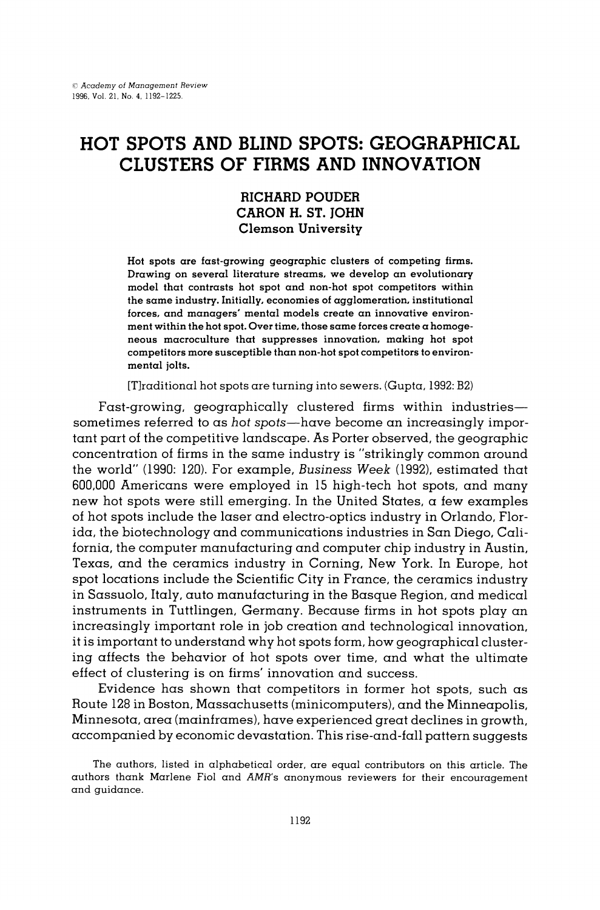# HOT SPOTS AND BLIND SPOTS: GEOGRAPHICAL CLUSTERS OF FIRMS AND INNOVATION

**RICHARD POUDER**
**CARON H. ST. JOHN**
**Clemson University**

Hot spots are fast-growing geographic clusters of competing firms. Drawing on several literature streams, we develop an evolutionary model that contrasts hot spot and non-hot spot competitors within the same industry. Initially, economies of agglomeration, institutional forces, and managers' mental models create an innovative environment within the hot spot. Over time, those same forces create a homogeneous macroculture that suppresses innovation, making hot spot competitors more susceptible than non-hot spot competitors to environmental jolts.

[T]raditional hot spots are turning into sewers. (Gupta, 1992: B2)

Fast-growing, geographically clustered firms within industries—sometimes referred to as *hot spots*—have become an increasingly important part of the competitive landscape. As Porter observed, the geographic concentration of firms in the same industry is "strikingly common around the world" (1990: 120). For example, *Business Week* (1992), estimated that 600,000 Americans were employed in 15 high-tech hot spots, and many new hot spots were still emerging. In the United States, a few examples of hot spots include the laser and electro-optics industry in Orlando, Florida, the biotechnology and communications industries in San Diego, California, the computer manufacturing and computer chip industry in Austin, Texas, and the ceramics industry in Corning, New York. In Europe, hot spot locations include the Scientific City in France, the ceramics industry in Sassuolo, Italy, auto manufacturing in the Basque Region, and medical instruments in Tuttlingen, Germany. Because firms in hot spots play an increasingly important role in job creation and technological innovation, it is important to understand why hot spots form, how geographical clustering affects the behavior of hot spots over time, and what the ultimate effect of clustering is on firms' innovation and success.

Evidence has shown that competitors in former hot spots, such as Route 128 in Boston, Massachusetts (minicomputers), and the Minneapolis, Minnesota, area (mainframes), have experienced great declines in growth, accompanied by economic devastation. This rise-and-fall pattern suggests

The authors, listed in alphabetical order, are equal contributors on this article. The authors thank Marlene Fiol and *AMR*'s anonymous reviewers for their encouragement and guidance.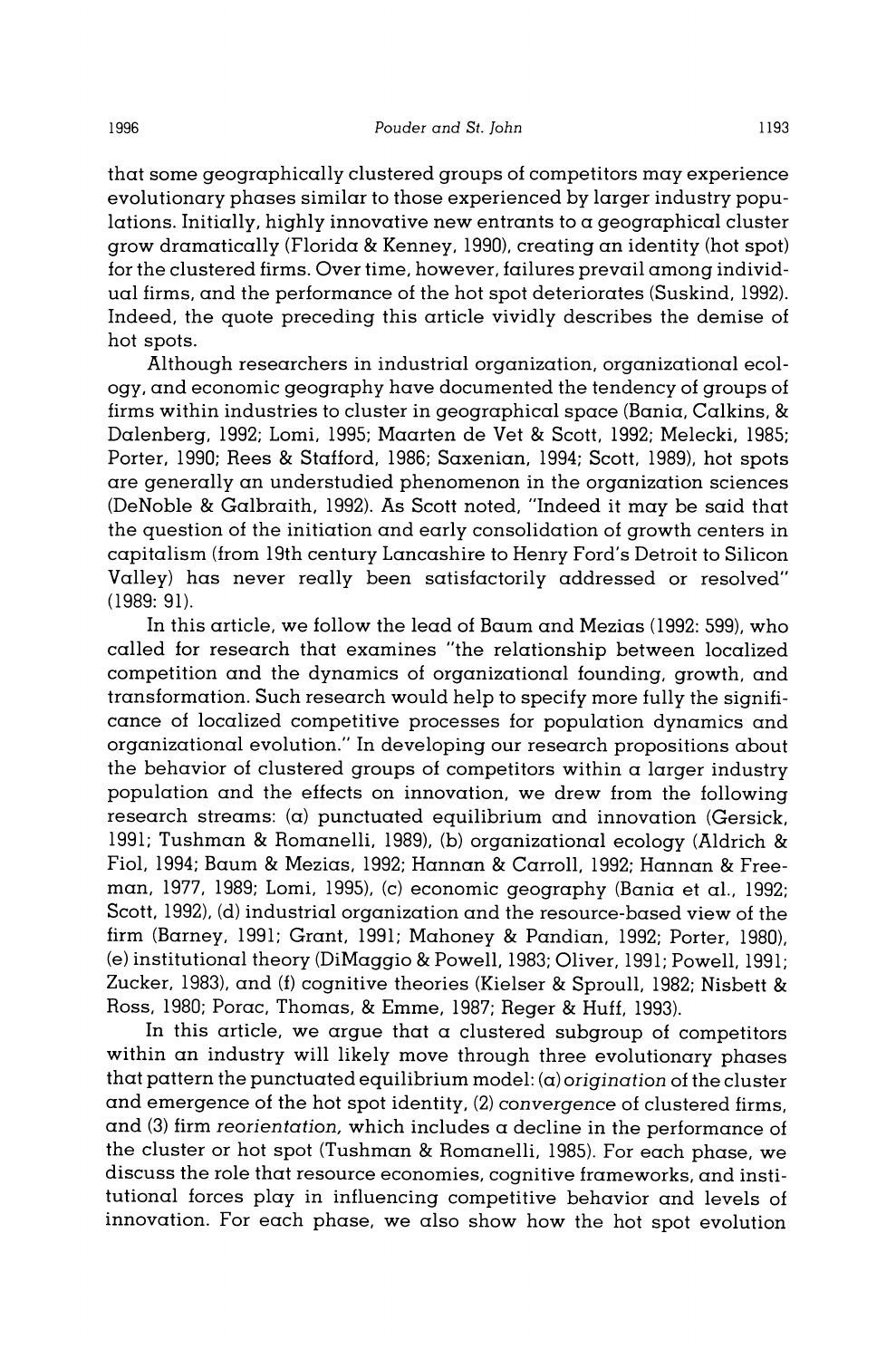that some geographically clustered groups of competitors may experience evolutionary phases similar to those experienced by larger industry populations. Initially, highly innovative new entrants to a geographical cluster grow dramatically (Florida & Kenney, 1990), creating an identity (hot spot) for the clustered firms. Over time, however, failures prevail among individual firms, and the performance of the hot spot deteriorates (Suskind, 1992). Indeed, the quote preceding this article vividly describes the demise of hot spots.

Although researchers in industrial organization, organizational ecology, and economic geography have documented the tendency of groups of firms within industries to cluster in geographical space (Bania, Calkins, & Dalenberg, 1992; Lomi, 1995; Maarten de Vet & Scott, 1992; Melecki, 1985; Porter, 1990; Rees & Stafford, 1986; Saxenian, 1994; Scott, 1989), hot spots are generally an understudied phenomenon in the organization sciences (DeNoble & Galbraith, 1992). As Scott noted, "Indeed it may be said that the question of the initiation and early consolidation of growth centers in capitalism (from 19th century Lancashire to Henry Ford's Detroit to Silicon Valley) has never really been satisfactorily addressed or resolved" (1989: 91).

In this article, we follow the lead of Baum and Mezias (1992: 599), who called for research that examines "the relationship between localized competition and the dynamics of organizational founding, growth, and transformation. Such research would help to specify more fully the significance of localized competitive processes for population dynamics and organizational evolution." In developing our research propositions about the behavior of clustered groups of competitors within a larger industry population and the effects on innovation, we drew from the following research streams: (a) punctuated equilibrium and innovation (Gersick, 1991; Tushman & Romanelli, 1989), (b) organizational ecology (Aldrich & Fiol, 1994; Baum & Mezias, 1992; Hannan & Carroll, 1992; Hannan & Freeman, 1977, 1989; Lomi, 1995), (c) economic geography (Bania et al., 1992; Scott, 1992), (d) industrial organization and the resource-based view of the firm (Barney, 1991; Grant, 1991; Mahoney & Pandian, 1992; Porter, 1980), (e) institutional theory (DiMaggio & Powell, 1983; Oliver, 1991; Powell, 1991; Zucker, 1983), and (f) cognitive theories (Kielser & Sproull, 1982; Nisbett & Ross, 1980; Porac, Thomas, & Emme, 1987; Reger & Huff, 1993).

In this article, we argue that a clustered subgroup of competitors within an industry will likely move through three evolutionary phases that pattern the punctuated equilibrium model: (a) *origination* of the cluster and emergence of the hot spot identity, (2) *convergence* of clustered firms, and (3) firm *reorientation,* which includes a decline in the performance of the cluster or hot spot (Tushman & Romanelli, 1985). For each phase, we discuss the role that resource economies, cognitive frameworks, and institutional forces play in influencing competitive behavior and levels of innovation. For each phase, we also show how the hot spot evolution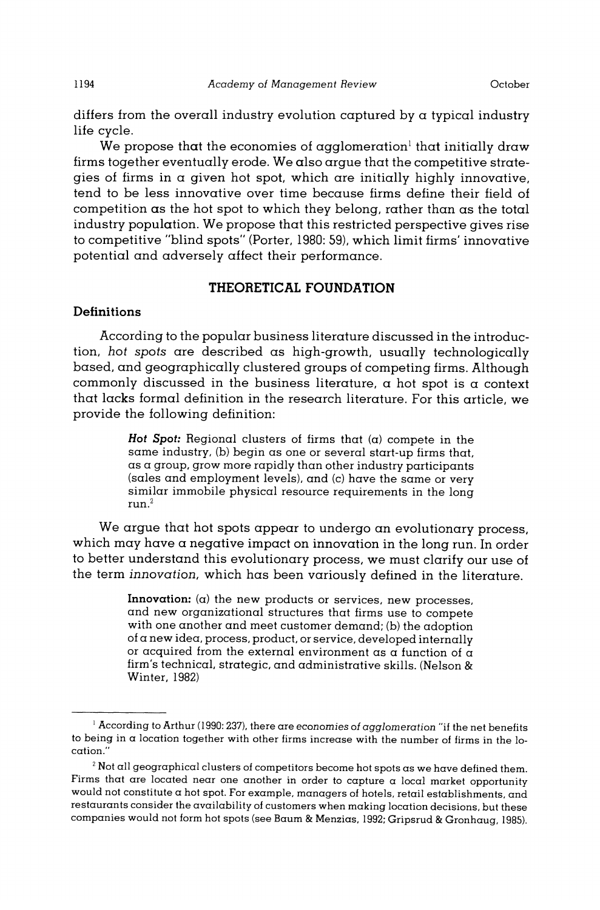differs from the overall industry evolution captured by a typical industry life cycle.

We propose that the economies of agglomeration[1] that initially draw firms together eventually erode. We also argue that the competitive strategies of firms in a given hot spot, which are initially highly innovative, tend to be less innovative over time because firms define their field of competition as the hot spot to which they belong, rather than as the total industry population. We propose that this restricted perspective gives rise to competitive "blind spots" (Porter, 1980: 59), which limit firms' innovative potential and adversely affect their performance.

## THEORETICAL FOUNDATION

### Definitions

According to the popular business literature discussed in the introduction, *hot spots* are described as high-growth, usually technologically based, and geographically clustered groups of competing firms. Although commonly discussed in the business literature, a hot spot is a context that lacks formal definition in the research literature. For this article, we provide the following definition:

> ***Hot Spot:*** Regional clusters of firms that (a) compete in the same industry, (b) begin as one or several start-up firms that, as a group, grow more rapidly than other industry participants (sales and employment levels), and (c) have the same or very similar immobile physical resource requirements in the long run.[2]

We argue that hot spots appear to undergo an evolutionary process, which may have a negative impact on innovation in the long run. In order to better understand this evolutionary process, we must clarify our use of the term *innovation*, which has been variously defined in the literature.

> **Innovation:** (a) the new products or services, new processes, and new organizational structures that firms use to compete with one another and meet customer demand; (b) the adoption of a new idea, process, product, or service, developed internally or acquired from the external environment as a function of a firm's technical, strategic, and administrative skills. (Nelson & Winter, 1982)

---

[1] According to Arthur (1990: 237), there are *economies of agglomeration* "if the net benefits to being in a location together with other firms increase with the number of firms in the location."

[2] Not all geographical clusters of competitors become hot spots as we have defined them. Firms that are located near one another in order to capture a local market opportunity would not constitute a hot spot. For example, managers of hotels, retail establishments, and restaurants consider the availability of customers when making location decisions, but these companies would not form hot spots (see Baum & Menzias, 1992; Gripsrud & Gronhaug, 1985).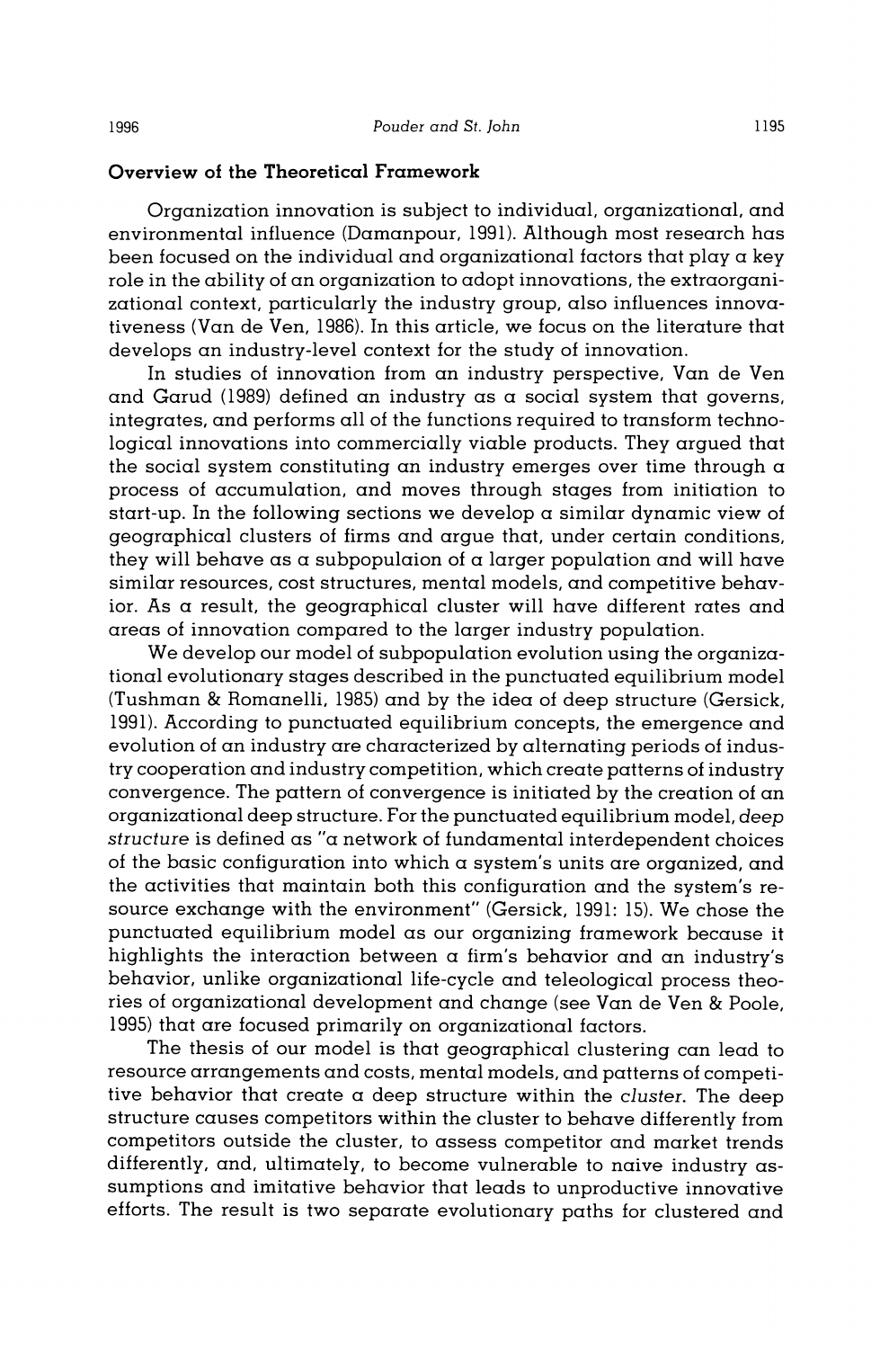## Overview of the Theoretical Framework

Organization innovation is subject to individual, organizational, and environmental influence (Damanpour, 1991). Although most research has been focused on the individual and organizational factors that play a key role in the ability of an organization to adopt innovations, the extraorganizational context, particularly the industry group, also influences innovativeness (Van de Ven, 1986). In this article, we focus on the literature that develops an industry-level context for the study of innovation.

In studies of innovation from an industry perspective, Van de Ven and Garud (1989) defined an industry as a social system that governs, integrates, and performs all of the functions required to transform technological innovations into commercially viable products. They argued that the social system constituting an industry emerges over time through a process of accumulation, and moves through stages from initiation to start-up. In the following sections we develop a similar dynamic view of geographical clusters of firms and argue that, under certain conditions, they will behave as a subpopulaion of a larger population and will have similar resources, cost structures, mental models, and competitive behavior. As a result, the geographical cluster will have different rates and areas of innovation compared to the larger industry population.

We develop our model of subpopulation evolution using the organizational evolutionary stages described in the punctuated equilibrium model (Tushman & Romanelli, 1985) and by the idea of deep structure (Gersick, 1991). According to punctuated equilibrium concepts, the emergence and evolution of an industry are characterized by alternating periods of industry cooperation and industry competition, which create patterns of industry convergence. The pattern of convergence is initiated by the creation of an organizational deep structure. For the punctuated equilibrium model, *deep structure* is defined as "a network of fundamental interdependent choices of the basic configuration into which a system's units are organized, and the activities that maintain both this configuration and the system's resource exchange with the environment" (Gersick, 1991: 15). We chose the punctuated equilibrium model as our organizing framework because it highlights the interaction between a firm's behavior and an industry's behavior, unlike organizational life-cycle and teleological process theories of organizational development and change (see Van de Ven & Poole, 1995) that are focused primarily on organizational factors.

The thesis of our model is that geographical clustering can lead to resource arrangements and costs, mental models, and patterns of competitive behavior that create a deep structure within the *cluster*. The deep structure causes competitors within the cluster to behave differently from competitors outside the cluster, to assess competitor and market trends differently, and, ultimately, to become vulnerable to naive industry assumptions and imitative behavior that leads to unproductive innovative efforts. The result is two separate evolutionary paths for clustered and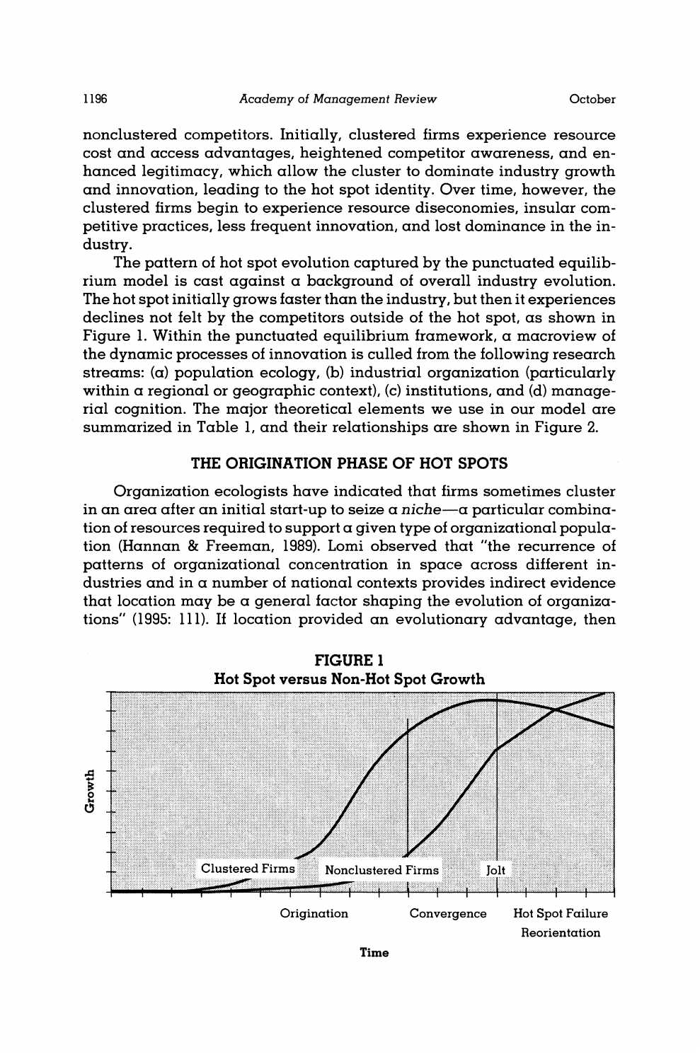nonclustered competitors. Initially, clustered firms experience resource cost and access advantages, heightened competitor awareness, and enhanced legitimacy, which allow the cluster to dominate industry growth and innovation, leading to the hot spot identity. Over time, however, the clustered firms begin to experience resource diseconomies, insular competitive practices, less frequent innovation, and lost dominance in the industry.

The pattern of hot spot evolution captured by the punctuated equilibrium model is cast against a background of overall industry evolution. The hot spot initially grows faster than the industry, but then it experiences declines not felt by the competitors outside of the hot spot, as shown in Figure 1. Within the punctuated equilibrium framework, a macroview of the dynamic processes of innovation is culled from the following research streams: (a) population ecology, (b) industrial organization (particularly within a regional or geographic context), (c) institutions, and (d) managerial cognition. The major theoretical elements we use in our model are summarized in Table 1, and their relationships are shown in Figure 2.

## THE ORIGINATION PHASE OF HOT SPOTS

Organization ecologists have indicated that firms sometimes cluster in an area after an initial start-up to seize a *niche*—a particular combination of resources required to support a given type of organizational population (Hannan & Freeman, 1989). Lomi observed that "the recurrence of patterns of organizational concentration in space across different industries and in a number of national contexts provides indirect evidence that location may be a general factor shaping the evolution of organizations" (1995: 111). If location provided an evolutionary advantage, then

**FIGURE 1**
**Hot Spot versus Non-Hot Spot Growth**

Growth; Clustered Firms; Nonclustered Firms; Jolt; Origination; Convergence; Hot Spot Failure Reorientation; Time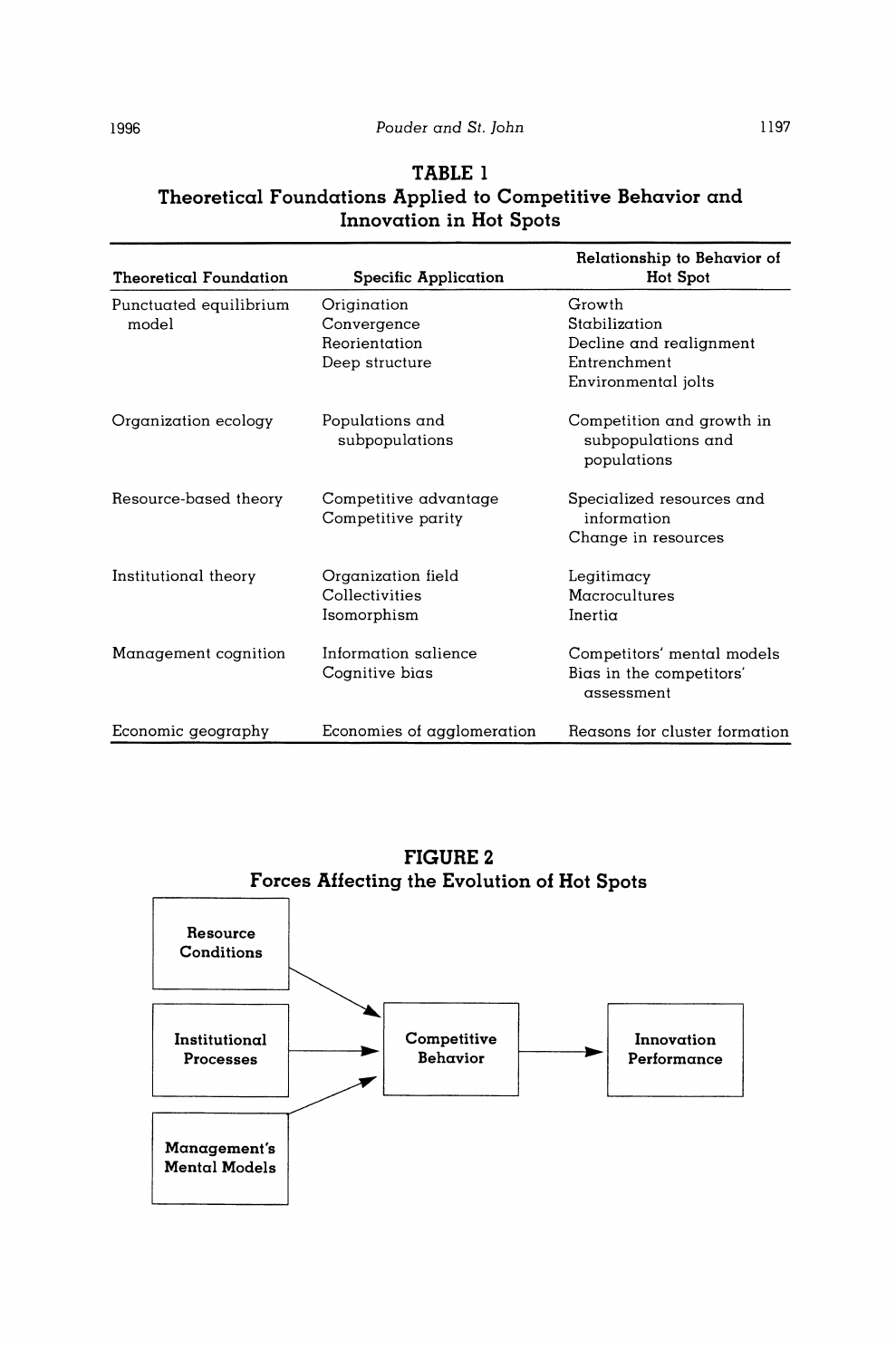**TABLE 1**
**Theoretical Foundations Applied to Competitive Behavior and Innovation in Hot Spots**

| Theoretical Foundation | Specific Application | Relationship to Behavior of Hot Spot |
|---|---|---|
| Punctuated equilibrium model | Origination | Growth |
| | Convergence | Stabilization |
| | Reorientation | Decline and realignment |
| | Deep structure | Entrenchment |
| | | Environmental jolts |
| Organization ecology | Populations and subpopulations | Competition and growth in subpopulations and populations |
| Resource-based theory | Competitive advantage | Specialized resources and information |
| | Competitive parity | Change in resources |
| Institutional theory | Organization field | Legitimacy |
| | Collectivities | Macrocultures |
| | Isomorphism | Inertia |
| Management cognition | Information salience | Competitors' mental models |
| | Cognitive bias | Bias in the competitors' assessment |
| Economic geography | Economies of agglomeration | Reasons for cluster formation |

**FIGURE 2**
**Forces Affecting the Evolution of Hot Spots**

Resource Conditions → Competitive Behavior
Institutional Processes → Competitive Behavior
Management's Mental Models → Competitive Behavior
Competitive Behavior → Innovation Performance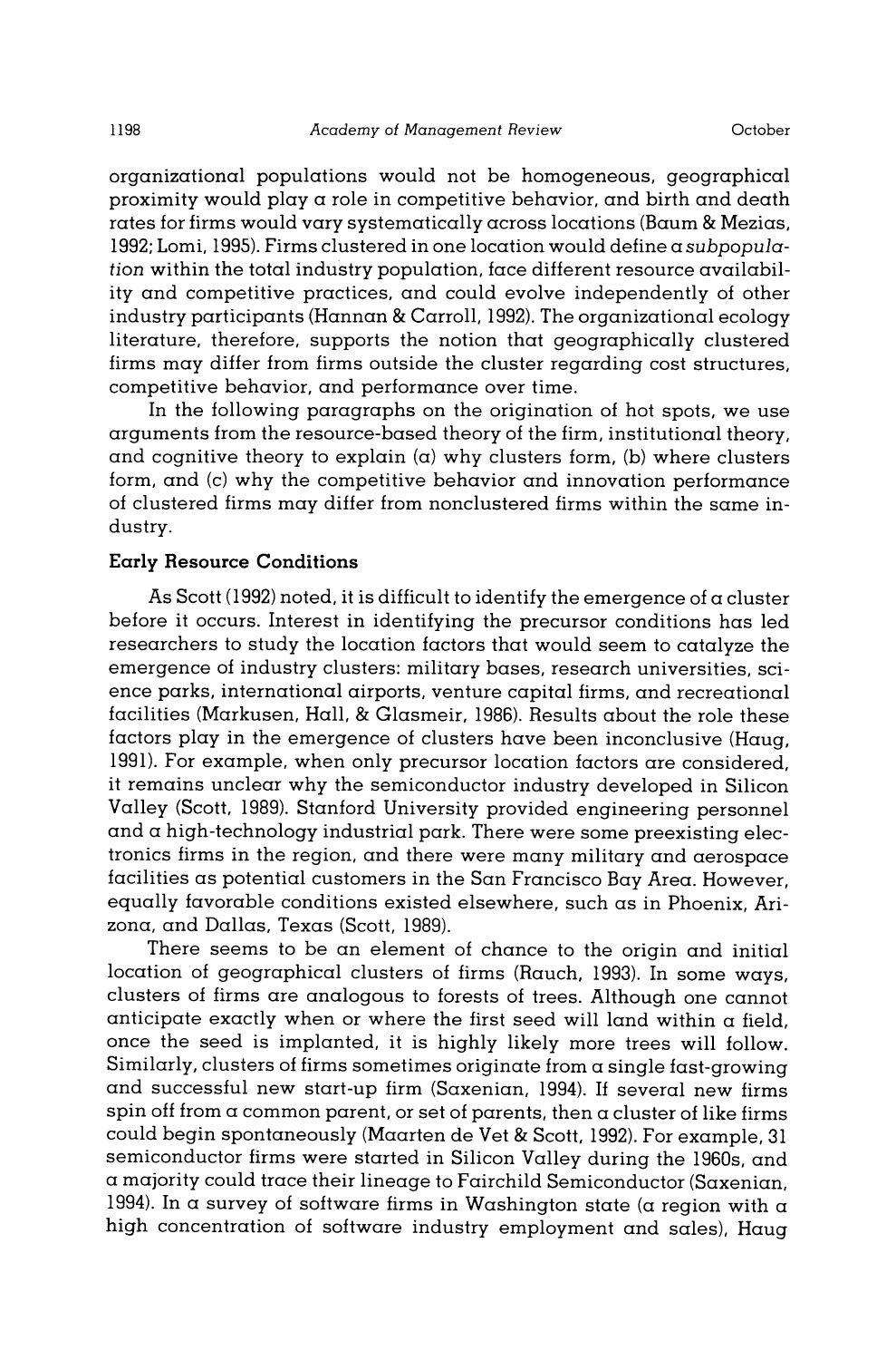organizational populations would not be homogeneous, geographical proximity would play a role in competitive behavior, and birth and death rates for firms would vary systematically across locations (Baum & Mezias, 1992; Lomi, 1995). Firms clustered in one location would define a *subpopulation* within the total industry population, face different resource availability and competitive practices, and could evolve independently of other industry participants (Hannan & Carroll, 1992). The organizational ecology literature, therefore, supports the notion that geographically clustered firms may differ from firms outside the cluster regarding cost structures, competitive behavior, and performance over time.

In the following paragraphs on the origination of hot spots, we use arguments from the resource-based theory of the firm, institutional theory, and cognitive theory to explain (a) why clusters form, (b) where clusters form, and (c) why the competitive behavior and innovation performance of clustered firms may differ from nonclustered firms within the same industry.

### Early Resource Conditions

As Scott (1992) noted, it is difficult to identify the emergence of a cluster before it occurs. Interest in identifying the precursor conditions has led researchers to study the location factors that would seem to catalyze the emergence of industry clusters: military bases, research universities, science parks, international airports, venture capital firms, and recreational facilities (Markusen, Hall, & Glasmeir, 1986). Results about the role these factors play in the emergence of clusters have been inconclusive (Haug, 1991). For example, when only precursor location factors are considered, it remains unclear why the semiconductor industry developed in Silicon Valley (Scott, 1989). Stanford University provided engineering personnel and a high-technology industrial park. There were some preexisting electronics firms in the region, and there were many military and aerospace facilities as potential customers in the San Francisco Bay Area. However, equally favorable conditions existed elsewhere, such as in Phoenix, Arizona, and Dallas, Texas (Scott, 1989).

There seems to be an element of chance to the origin and initial location of geographical clusters of firms (Rauch, 1993). In some ways, clusters of firms are analogous to forests of trees. Although one cannot anticipate exactly when or where the first seed will land within a field, once the seed is implanted, it is highly likely more trees will follow. Similarly, clusters of firms sometimes originate from a single fast-growing and successful new start-up firm (Saxenian, 1994). If several new firms spin off from a common parent, or set of parents, then a cluster of like firms could begin spontaneously (Maarten de Vet & Scott, 1992). For example, 31 semiconductor firms were started in Silicon Valley during the 1960s, and a majority could trace their lineage to Fairchild Semiconductor (Saxenian, 1994). In a survey of software firms in Washington state (a region with a high concentration of software industry employment and sales), Haug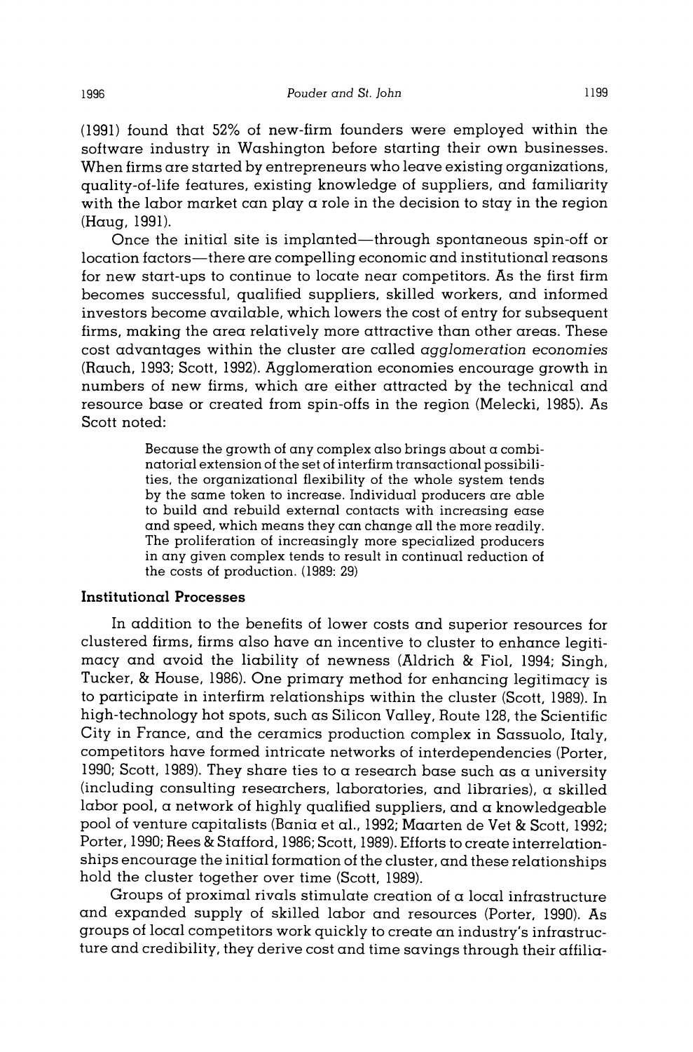(1991) found that 52% of new-firm founders were employed within the software industry in Washington before starting their own businesses. When firms are started by entrepreneurs who leave existing organizations, quality-of-life features, existing knowledge of suppliers, and familiarity with the labor market can play a role in the decision to stay in the region (Haug, 1991).

Once the initial site is implanted—through spontaneous spin-off or location factors—there are compelling economic and institutional reasons for new start-ups to continue to locate near competitors. As the first firm becomes successful, qualified suppliers, skilled workers, and informed investors become available, which lowers the cost of entry for subsequent firms, making the area relatively more attractive than other areas. These cost advantages within the cluster are called *agglomeration economies* (Rauch, 1993; Scott, 1992). Agglomeration economies encourage growth in numbers of new firms, which are either attracted by the technical and resource base or created from spin-offs in the region (Melecki, 1985). As Scott noted:

> Because the growth of any complex also brings about a combinatorial extension of the set of interfirm transactional possibilities, the organizational flexibility of the whole system tends by the same token to increase. Individual producers are able to build and rebuild external contacts with increasing ease and speed, which means they can change all the more readily. The proliferation of increasingly more specialized producers in any given complex tends to result in continual reduction of the costs of production. (1989: 29)

### Institutional Processes

In addition to the benefits of lower costs and superior resources for clustered firms, firms also have an incentive to cluster to enhance legitimacy and avoid the liability of newness (Aldrich & Fiol, 1994; Singh, Tucker, & House, 1986). One primary method for enhancing legitimacy is to participate in interfirm relationships within the cluster (Scott, 1989). In high-technology hot spots, such as Silicon Valley, Route 128, the Scientific City in France, and the ceramics production complex in Sassuolo, Italy, competitors have formed intricate networks of interdependencies (Porter, 1990; Scott, 1989). They share ties to a research base such as a university (including consulting researchers, laboratories, and libraries), a skilled labor pool, a network of highly qualified suppliers, and a knowledgeable pool of venture capitalists (Bania et al., 1992; Maarten de Vet & Scott, 1992; Porter, 1990; Rees & Stafford, 1986; Scott, 1989). Efforts to create interrelationships encourage the initial formation of the cluster, and these relationships hold the cluster together over time (Scott, 1989).

Groups of proximal rivals stimulate creation of a local infrastructure and expanded supply of skilled labor and resources (Porter, 1990). As groups of local competitors work quickly to create an industry's infrastructure and credibility, they derive cost and time savings through their affilia-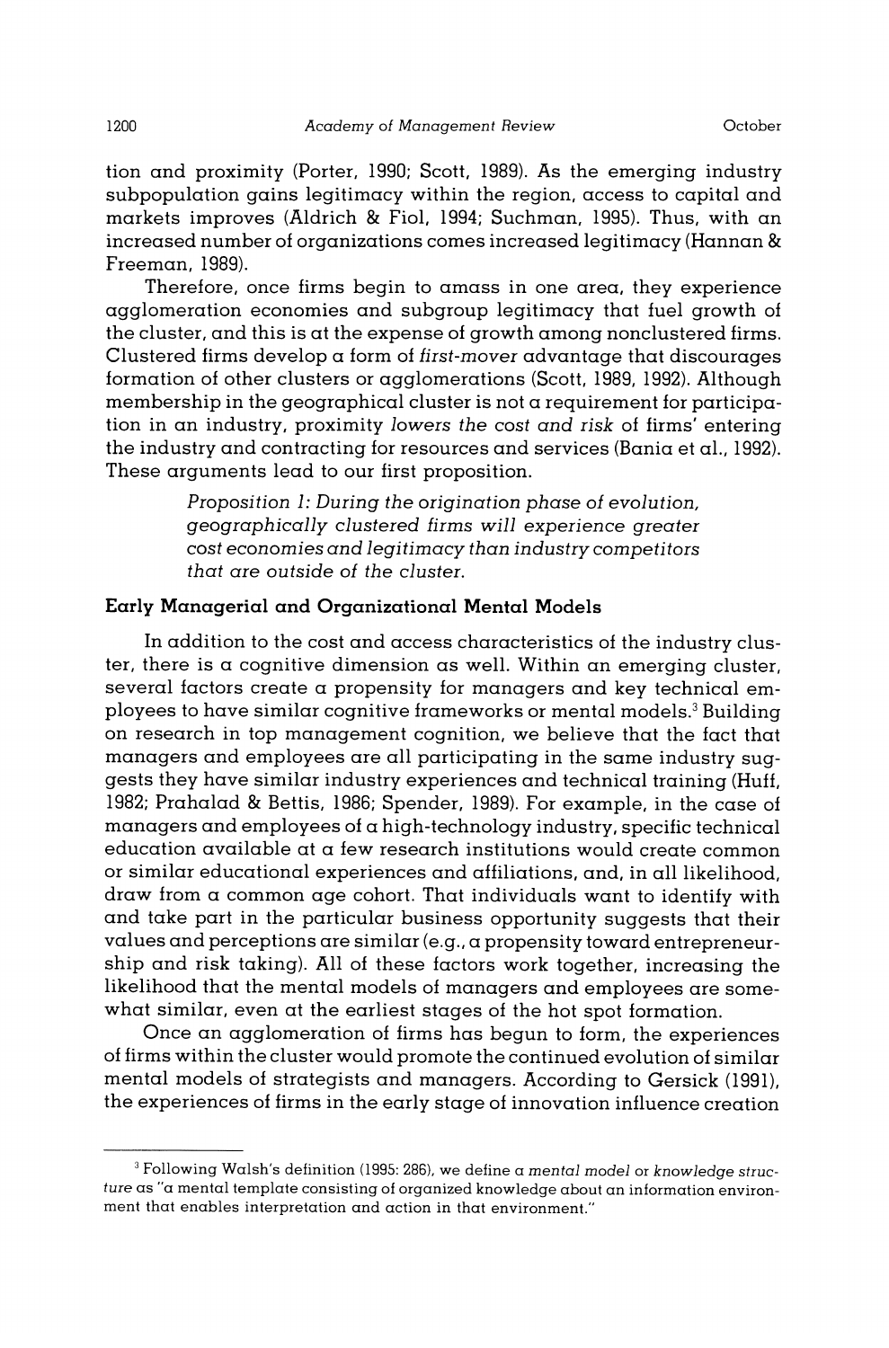tion and proximity (Porter, 1990; Scott, 1989). As the emerging industry subpopulation gains legitimacy within the region, access to capital and markets improves (Aldrich & Fiol, 1994; Suchman, 1995). Thus, with an increased number of organizations comes increased legitimacy (Hannan & Freeman, 1989).

Therefore, once firms begin to amass in one area, they experience agglomeration economies and subgroup legitimacy that fuel growth of the cluster, and this is at the expense of growth among nonclustered firms. Clustered firms develop a form of *first-mover* advantage that discourages formation of other clusters or agglomerations (Scott, 1989, 1992). Although membership in the geographical cluster is not a requirement for participation in an industry, proximity *lowers the cost and risk* of firms' entering the industry and contracting for resources and services (Bania et al., 1992). These arguments lead to our first proposition.

> *Proposition 1: During the origination phase of evolution, geographically clustered firms will experience greater cost economies and legitimacy than industry competitors that are outside of the cluster.*

### Early Managerial and Organizational Mental Models

In addition to the cost and access characteristics of the industry cluster, there is a cognitive dimension as well. Within an emerging cluster, several factors create a propensity for managers and key technical employees to have similar cognitive frameworks or mental models.[3] Building on research in top management cognition, we believe that the fact that managers and employees are all participating in the same industry suggests they have similar industry experiences and technical training (Huff, 1982; Prahalad & Bettis, 1986; Spender, 1989). For example, in the case of managers and employees of a high-technology industry, specific technical education available at a few research institutions would create common or similar educational experiences and affiliations, and, in all likelihood, draw from a common age cohort. That individuals want to identify with and take part in the particular business opportunity suggests that their values and perceptions are similar (e.g., a propensity toward entrepreneurship and risk taking). All of these factors work together, increasing the likelihood that the mental models of managers and employees are somewhat similar, even at the earliest stages of the hot spot formation.

Once an agglomeration of firms has begun to form, the experiences of firms within the cluster would promote the continued evolution of similar mental models of strategists and managers. According to Gersick (1991), the experiences of firms in the early stage of innovation influence creation

[3] Following Walsh's definition (1995: 286), we define a *mental model* or *knowledge structure* as "a mental template consisting of organized knowledge about an information environment that enables interpretation and action in that environment."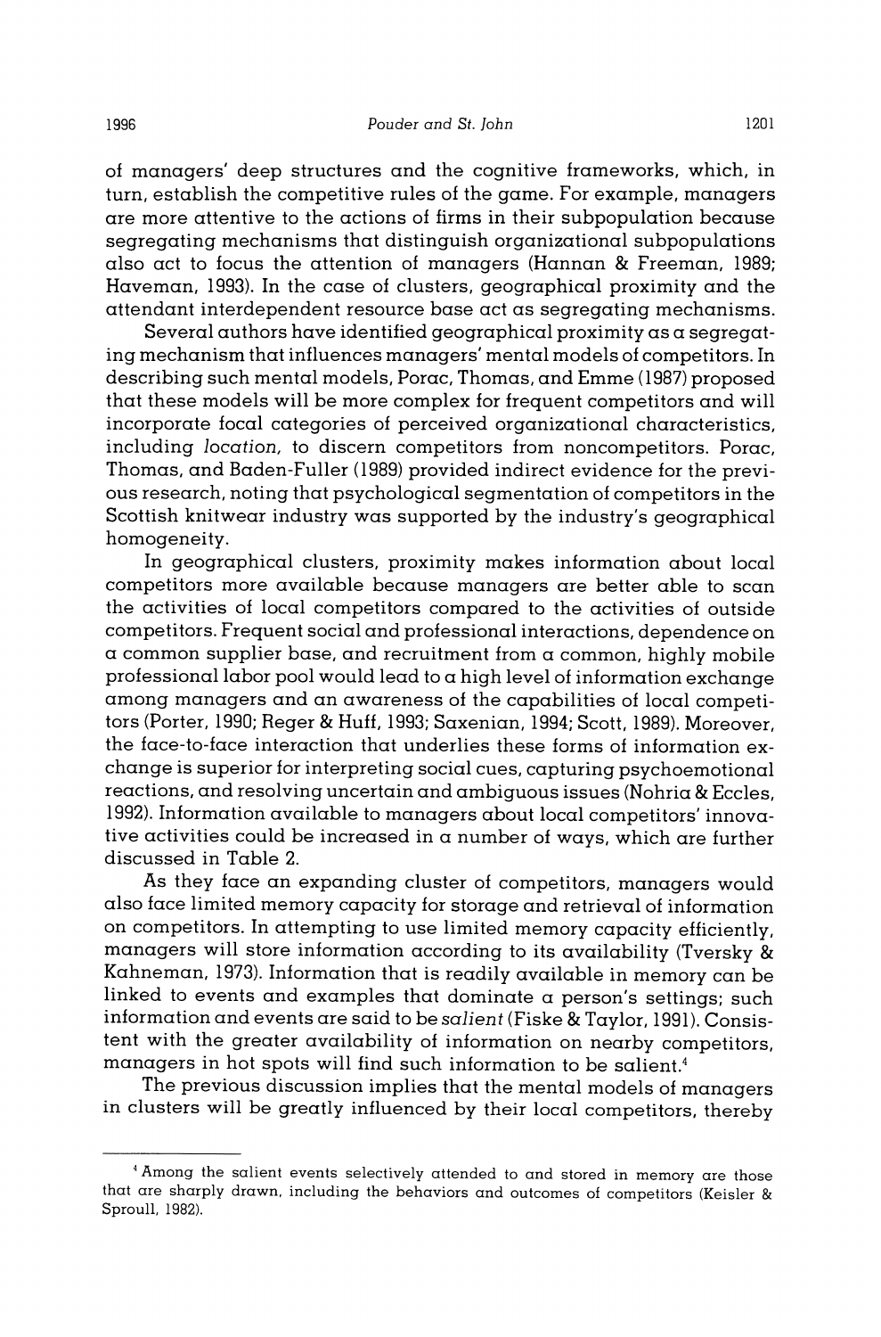of managers' deep structures and the cognitive frameworks, which, in turn, establish the competitive rules of the game. For example, managers are more attentive to the actions of firms in their subpopulation because segregating mechanisms that distinguish organizational subpopulations also act to focus the attention of managers (Hannan & Freeman, 1989; Haveman, 1993). In the case of clusters, geographical proximity and the attendant interdependent resource base act as segregating mechanisms.

Several authors have identified geographical proximity as a segregating mechanism that influences managers' mental models of competitors. In describing such mental models, Porac, Thomas, and Emme (1987) proposed that these models will be more complex for frequent competitors and will incorporate focal categories of perceived organizational characteristics, including *location*, to discern competitors from noncompetitors. Porac, Thomas, and Baden-Fuller (1989) provided indirect evidence for the previous research, noting that psychological segmentation of competitors in the Scottish knitwear industry was supported by the industry's geographical homogeneity.

In geographical clusters, proximity makes information about local competitors more available because managers are better able to scan the activities of local competitors compared to the activities of outside competitors. Frequent social and professional interactions, dependence on a common supplier base, and recruitment from a common, highly mobile professional labor pool would lead to a high level of information exchange among managers and an awareness of the capabilities of local competitors (Porter, 1990; Reger & Huff, 1993; Saxenian, 1994; Scott, 1989). Moreover, the face-to-face interaction that underlies these forms of information exchange is superior for interpreting social cues, capturing psychoemotional reactions, and resolving uncertain and ambiguous issues (Nohria & Eccles, 1992). Information available to managers about local competitors' innovative activities could be increased in a number of ways, which are further discussed in Table 2.

As they face an expanding cluster of competitors, managers would also face limited memory capacity for storage and retrieval of information on competitors. In attempting to use limited memory capacity efficiently, managers will store information according to its availability (Tversky & Kahneman, 1973). Information that is readily available in memory can be linked to events and examples that dominate a person's settings; such information and events are said to be *salient* (Fiske & Taylor, 1991). Consistent with the greater availability of information on nearby competitors, managers in hot spots will find such information to be salient.[4]

The previous discussion implies that the mental models of managers in clusters will be greatly influenced by their local competitors, thereby

---

[4] Among the salient events selectively attended to and stored in memory are those that are sharply drawn, including the behaviors and outcomes of competitors (Keisler & Sproull, 1982).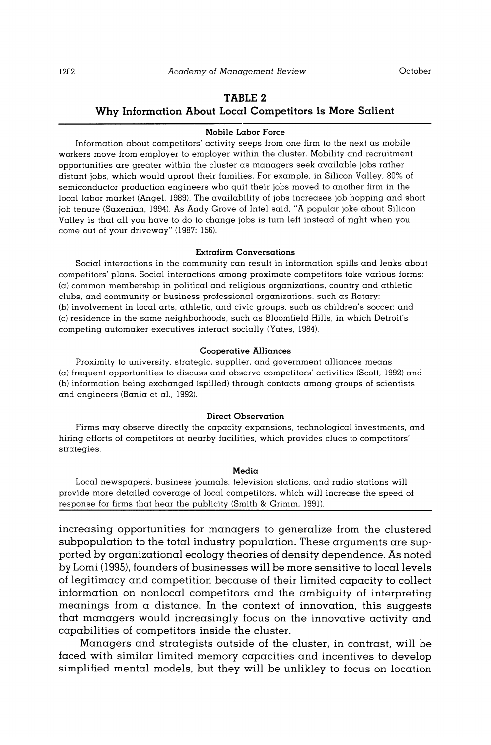**TABLE 2**
**Why Information About Local Competitors is More Salient**

**Mobile Labor Force**

Information about competitors' activity seeps from one firm to the next as mobile workers move from employer to employer within the cluster. Mobility and recruitment opportunities are greater within the cluster as managers seek available jobs rather distant jobs, which would uproot their families. For example, in Silicon Valley, 80% of semiconductor production engineers who quit their jobs moved to another firm in the local labor market (Angel, 1989). The availability of jobs increases job hopping and short job tenure (Saxenian, 1994). As Andy Grove of Intel said, "A popular joke about Silicon Valley is that all you have to do to change jobs is turn left instead of right when you come out of your driveway" (1987: 156).

**Extrafirm Conversations**

Social interactions in the community can result in information spills and leaks about competitors' plans. Social interactions among proximate competitors take various forms: (a) common membership in political and religious organizations, country and athletic clubs, and community or business professional organizations, such as Rotary; (b) involvement in local arts, athletic, and civic groups, such as children's soccer; and (c) residence in the same neighborhoods, such as Bloomfield Hills, in which Detroit's competing automaker executives interact socially (Yates, 1984).

**Cooperative Alliances**

Proximity to university, strategic, supplier, and government alliances means (a) frequent opportunities to discuss and observe competitors' activities (Scott, 1992) and (b) information being exchanged (spilled) through contacts among groups of scientists and engineers (Bania et al., 1992).

**Direct Observation**

Firms may observe directly the capacity expansions, technological investments, and hiring efforts of competitors at nearby facilities, which provides clues to competitors' strategies.

**Media**

Local newspapers, business journals, television stations, and radio stations will provide more detailed coverage of local competitors, which will increase the speed of response for firms that hear the publicity (Smith & Grimm, 1991).

---

increasing opportunities for managers to generalize from the clustered subpopulation to the total industry population. These arguments are supported by organizational ecology theories of density dependence. As noted by Lomi (1995), founders of businesses will be more sensitive to local levels of legitimacy and competition because of their limited capacity to collect information on nonlocal competitors and the ambiguity of interpreting meanings from a distance. In the context of innovation, this suggests that managers would increasingly focus on the innovative activity and capabilities of competitors inside the cluster.

Managers and strategists outside of the cluster, in contrast, will be faced with similar limited memory capacities and incentives to develop simplified mental models, but they will be unlikley to focus on location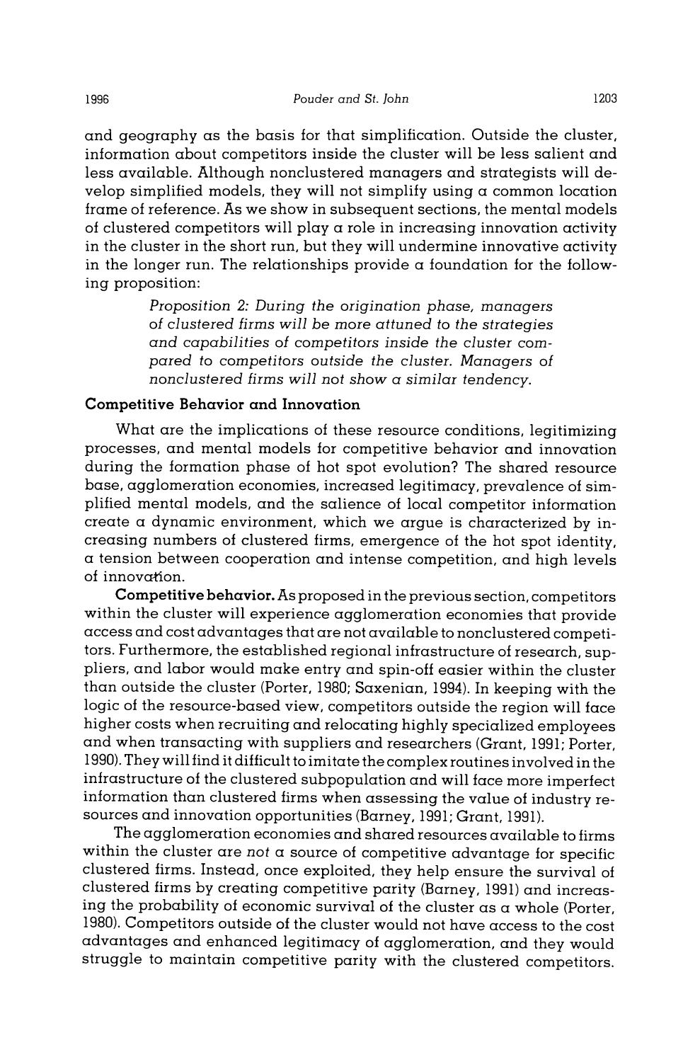and geography as the basis for that simplification. Outside the cluster, information about competitors inside the cluster will be less salient and less available. Although nonclustered managers and strategists will develop simplified models, they will not simplify using a common location frame of reference. As we show in subsequent sections, the mental models of clustered competitors will play a role in increasing innovation activity in the cluster in the short run, but they will undermine innovative activity in the longer run. The relationships provide a foundation for the following proposition:

> *Proposition 2: During the origination phase, managers of clustered firms will be more attuned to the strategies and capabilities of competitors inside the cluster compared to competitors outside the cluster. Managers of nonclustered firms will not show a similar tendency.*

### Competitive Behavior and Innovation

What are the implications of these resource conditions, legitimizing processes, and mental models for competitive behavior and innovation during the formation phase of hot spot evolution? The shared resource base, agglomeration economies, increased legitimacy, prevalence of simplified mental models, and the salience of local competitor information create a dynamic environment, which we argue is characterized by increasing numbers of clustered firms, emergence of the hot spot identity, a tension between cooperation and intense competition, and high levels of innovation.

**Competitive behavior.** As proposed in the previous section, competitors within the cluster will experience agglomeration economies that provide access and cost advantages that are not available to nonclustered competitors. Furthermore, the established regional infrastructure of research, suppliers, and labor would make entry and spin-off easier within the cluster than outside the cluster (Porter, 1980; Saxenian, 1994). In keeping with the logic of the resource-based view, competitors outside the region will face higher costs when recruiting and relocating highly specialized employees and when transacting with suppliers and researchers (Grant, 1991; Porter, 1990). They will find it difficult to imitate the complex routines involved in the infrastructure of the clustered subpopulation and will face more imperfect information than clustered firms when assessing the value of industry resources and innovation opportunities (Barney, 1991; Grant, 1991).

The agglomeration economies and shared resources available to firms within the cluster are *not* a source of competitive advantage for specific clustered firms. Instead, once exploited, they help ensure the survival of clustered firms by creating competitive parity (Barney, 1991) and increasing the probability of economic survival of the cluster as a whole (Porter, 1980). Competitors outside of the cluster would not have access to the cost advantages and enhanced legitimacy of agglomeration, and they would struggle to maintain competitive parity with the clustered competitors.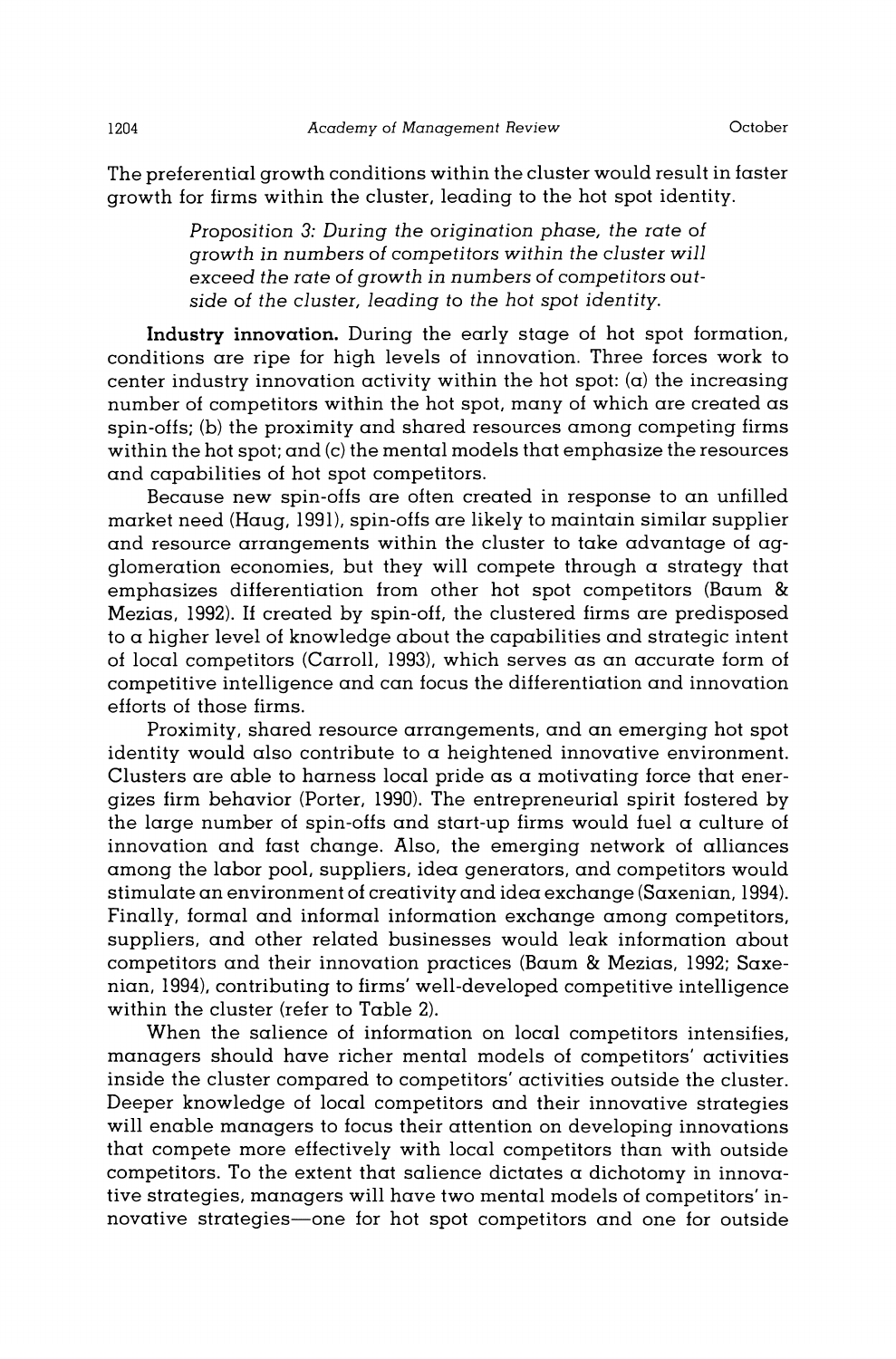The preferential growth conditions within the cluster would result in faster growth for firms within the cluster, leading to the hot spot identity.

> *Proposition 3: During the origination phase, the rate of growth in numbers of competitors within the cluster will exceed the rate of growth in numbers of competitors outside of the cluster, leading to the hot spot identity.*

**Industry innovation.** During the early stage of hot spot formation, conditions are ripe for high levels of innovation. Three forces work to center industry innovation activity within the hot spot: (a) the increasing number of competitors within the hot spot, many of which are created as spin-offs; (b) the proximity and shared resources among competing firms within the hot spot; and (c) the mental models that emphasize the resources and capabilities of hot spot competitors.

Because new spin-offs are often created in response to an unfilled market need (Haug, 1991), spin-offs are likely to maintain similar supplier and resource arrangements within the cluster to take advantage of agglomeration economies, but they will compete through a strategy that emphasizes differentiation from other hot spot competitors (Baum & Mezias, 1992). If created by spin-off, the clustered firms are predisposed to a higher level of knowledge about the capabilities and strategic intent of local competitors (Carroll, 1993), which serves as an accurate form of competitive intelligence and can focus the differentiation and innovation efforts of those firms.

Proximity, shared resource arrangements, and an emerging hot spot identity would also contribute to a heightened innovative environment. Clusters are able to harness local pride as a motivating force that energizes firm behavior (Porter, 1990). The entrepreneurial spirit fostered by the large number of spin-offs and start-up firms would fuel a culture of innovation and fast change. Also, the emerging network of alliances among the labor pool, suppliers, idea generators, and competitors would stimulate an environment of creativity and idea exchange (Saxenian, 1994). Finally, formal and informal information exchange among competitors, suppliers, and other related businesses would leak information about competitors and their innovation practices (Baum & Mezias, 1992; Saxenian, 1994), contributing to firms' well-developed competitive intelligence within the cluster (refer to Table 2).

When the salience of information on local competitors intensifies, managers should have richer mental models of competitors' activities inside the cluster compared to competitors' activities outside the cluster. Deeper knowledge of local competitors and their innovative strategies will enable managers to focus their attention on developing innovations that compete more effectively with local competitors than with outside competitors. To the extent that salience dictates a dichotomy in innovative strategies, managers will have two mental models of competitors' innovative strategies—one for hot spot competitors and one for outside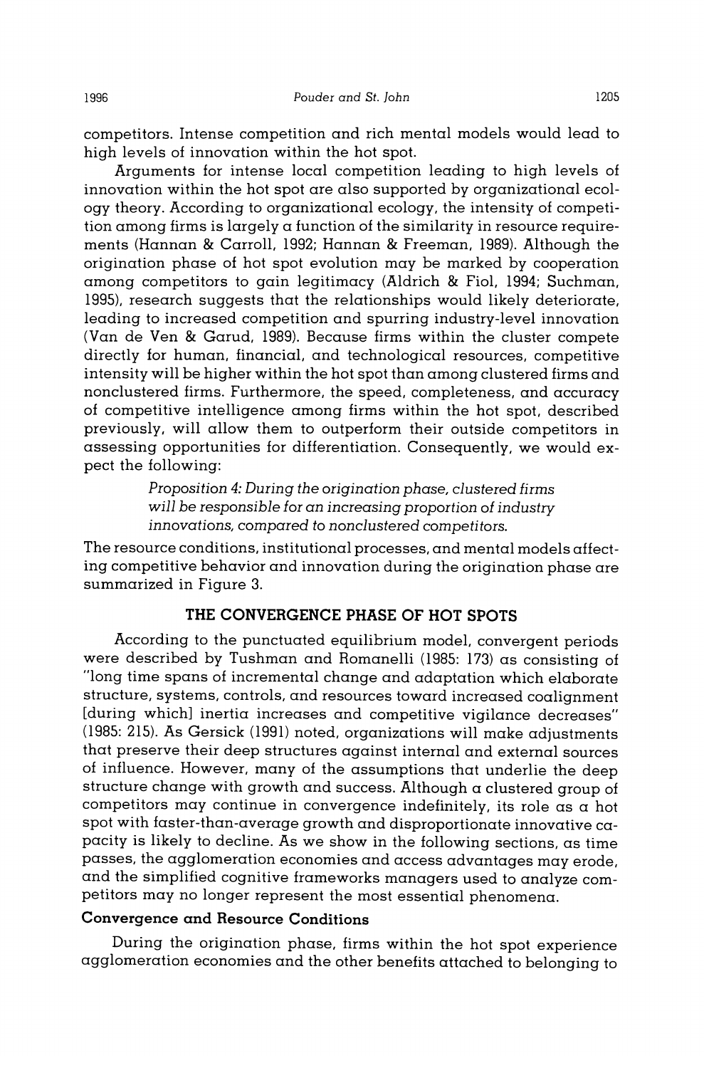competitors. Intense competition and rich mental models would lead to high levels of innovation within the hot spot.

Arguments for intense local competition leading to high levels of innovation within the hot spot are also supported by organizational ecology theory. According to organizational ecology, the intensity of competition among firms is largely a function of the similarity in resource requirements (Hannan & Carroll, 1992; Hannan & Freeman, 1989). Although the origination phase of hot spot evolution may be marked by cooperation among competitors to gain legitimacy (Aldrich & Fiol, 1994; Suchman, 1995), research suggests that the relationships would likely deteriorate, leading to increased competition and spurring industry-level innovation (Van de Ven & Garud, 1989). Because firms within the cluster compete directly for human, financial, and technological resources, competitive intensity will be higher within the hot spot than among clustered firms and nonclustered firms. Furthermore, the speed, completeness, and accuracy of competitive intelligence among firms within the hot spot, described previously, will allow them to outperform their outside competitors in assessing opportunities for differentiation. Consequently, we would expect the following:

> *Proposition 4: During the origination phase, clustered firms will be responsible for an increasing proportion of industry innovations, compared to nonclustered competitors.*

The resource conditions, institutional processes, and mental models affecting competitive behavior and innovation during the origination phase are summarized in Figure 3.

## THE CONVERGENCE PHASE OF HOT SPOTS

According to the punctuated equilibrium model, convergent periods were described by Tushman and Romanelli (1985: 173) as consisting of "long time spans of incremental change and adaptation which elaborate structure, systems, controls, and resources toward increased coalignment [during which] inertia increases and competitive vigilance decreases" (1985: 215). As Gersick (1991) noted, organizations will make adjustments that preserve their deep structures against internal and external sources of influence. However, many of the assumptions that underlie the deep structure change with growth and success. Although a clustered group of competitors may continue in convergence indefinitely, its role as a hot spot with faster-than-average growth and disproportionate innovative capacity is likely to decline. As we show in the following sections, as time passes, the agglomeration economies and access advantages may erode, and the simplified cognitive frameworks managers used to analyze competitors may no longer represent the most essential phenomena.

### Convergence and Resource Conditions

During the origination phase, firms within the hot spot experience agglomeration economies and the other benefits attached to belonging to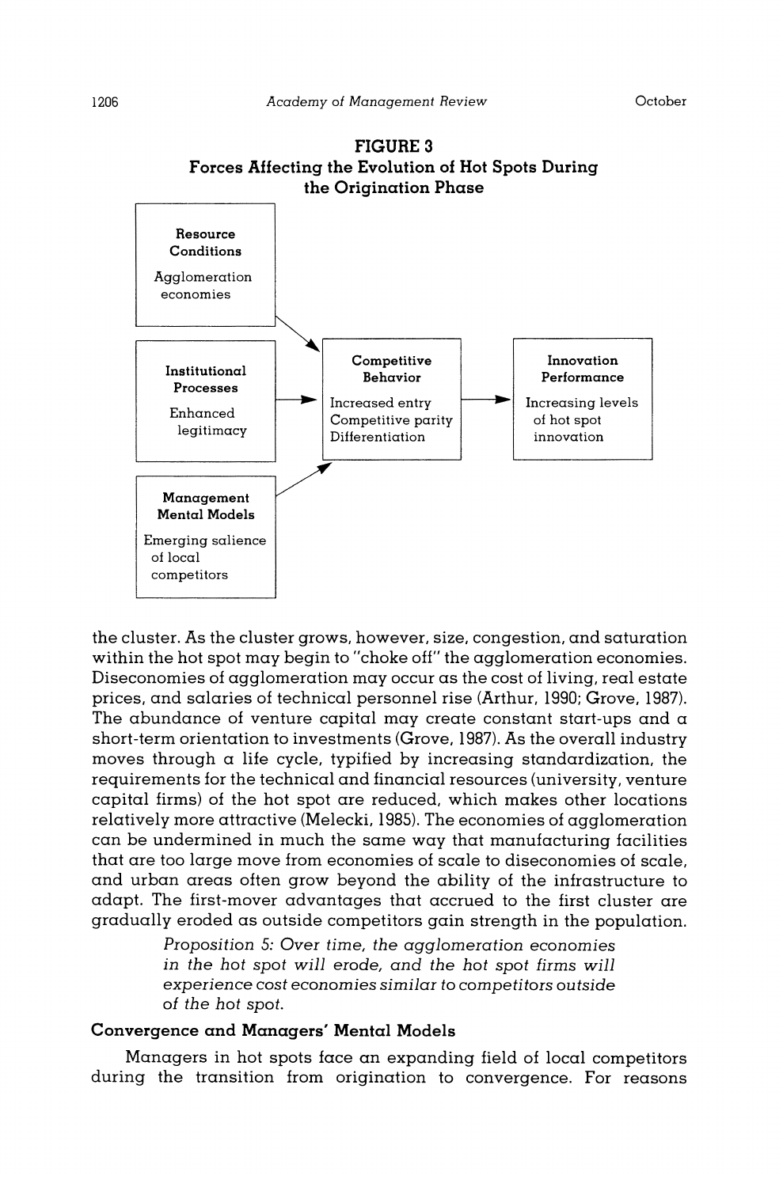**FIGURE 3**
**Forces Affecting the Evolution of Hot Spots During the Origination Phase**

| Inputs | | Competitive Behavior | | Innovation Performance |
|---|---|---|---|---|
| **Resource Conditions**: Agglomeration economies | → | | | |
| **Institutional Processes**: Enhanced legitimacy | → | Increased entry; Competitive parity; Differentiation | → | Increasing levels of hot spot innovation |
| **Management Mental Models**: Emerging salience of local competitors | → | | | |

the cluster. As the cluster grows, however, size, congestion, and saturation within the hot spot may begin to "choke off" the agglomeration economies. Diseconomies of agglomeration may occur as the cost of living, real estate prices, and salaries of technical personnel rise (Arthur, 1990; Grove, 1987). The abundance of venture capital may create constant start-ups and a short-term orientation to investments (Grove, 1987). As the overall industry moves through a life cycle, typified by increasing standardization, the requirements for the technical and financial resources (university, venture capital firms) of the hot spot are reduced, which makes other locations relatively more attractive (Melecki, 1985). The economies of agglomeration can be undermined in much the same way that manufacturing facilities that are too large move from economies of scale to diseconomies of scale, and urban areas often grow beyond the ability of the infrastructure to adapt. The first-mover advantages that accrued to the first cluster are gradually eroded as outside competitors gain strength in the population.

> *Proposition 5: Over time, the agglomeration economies in the hot spot will erode, and the hot spot firms will experience cost economies similar to competitors outside of the hot spot.*

### Convergence and Managers' Mental Models

Managers in hot spots face an expanding field of local competitors during the transition from origination to convergence. For reasons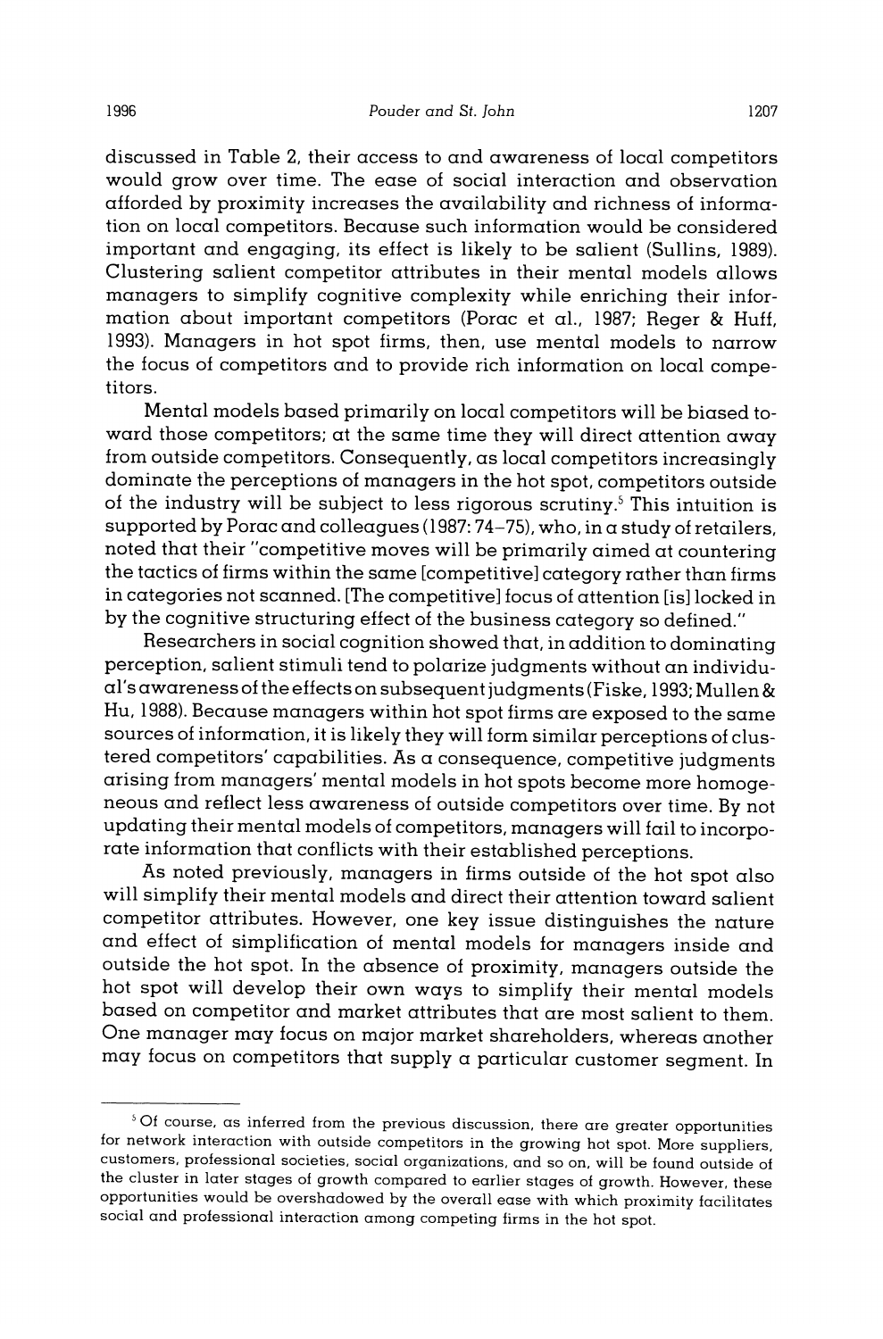discussed in Table 2, their access to and awareness of local competitors would grow over time. The ease of social interaction and observation afforded by proximity increases the availability and richness of information on local competitors. Because such information would be considered important and engaging, its effect is likely to be salient (Sullins, 1989). Clustering salient competitor attributes in their mental models allows managers to simplify cognitive complexity while enriching their information about important competitors (Porac et al., 1987; Reger & Huff, 1993). Managers in hot spot firms, then, use mental models to narrow the focus of competitors and to provide rich information on local competitors.

Mental models based primarily on local competitors will be biased toward those competitors; at the same time they will direct attention away from outside competitors. Consequently, as local competitors increasingly dominate the perceptions of managers in the hot spot, competitors outside of the industry will be subject to less rigorous scrutiny.[5] This intuition is supported by Porac and colleagues (1987: 74–75), who, in a study of retailers, noted that their "competitive moves will be primarily aimed at countering the tactics of firms within the same [competitive] category rather than firms in categories not scanned. [The competitive] focus of attention [is] locked in by the cognitive structuring effect of the business category so defined."

Researchers in social cognition showed that, in addition to dominating perception, salient stimuli tend to polarize judgments without an individual's awareness of the effects on subsequent judgments (Fiske, 1993; Mullen & Hu, 1988). Because managers within hot spot firms are exposed to the same sources of information, it is likely they will form similar perceptions of clustered competitors' capabilities. As a consequence, competitive judgments arising from managers' mental models in hot spots become more homogeneous and reflect less awareness of outside competitors over time. By not updating their mental models of competitors, managers will fail to incorporate information that conflicts with their established perceptions.

As noted previously, managers in firms outside of the hot spot also will simplify their mental models and direct their attention toward salient competitor attributes. However, one key issue distinguishes the nature and effect of simplification of mental models for managers inside and outside the hot spot. In the absence of proximity, managers outside the hot spot will develop their own ways to simplify their mental models based on competitor and market attributes that are most salient to them. One manager may focus on major market shareholders, whereas another may focus on competitors that supply a particular customer segment. In

[5] Of course, as inferred from the previous discussion, there are greater opportunities for network interaction with outside competitors in the growing hot spot. More suppliers, customers, professional societies, social organizations, and so on, will be found outside of the cluster in later stages of growth compared to earlier stages of growth. However, these opportunities would be overshadowed by the overall ease with which proximity facilitates social and professional interaction among competing firms in the hot spot.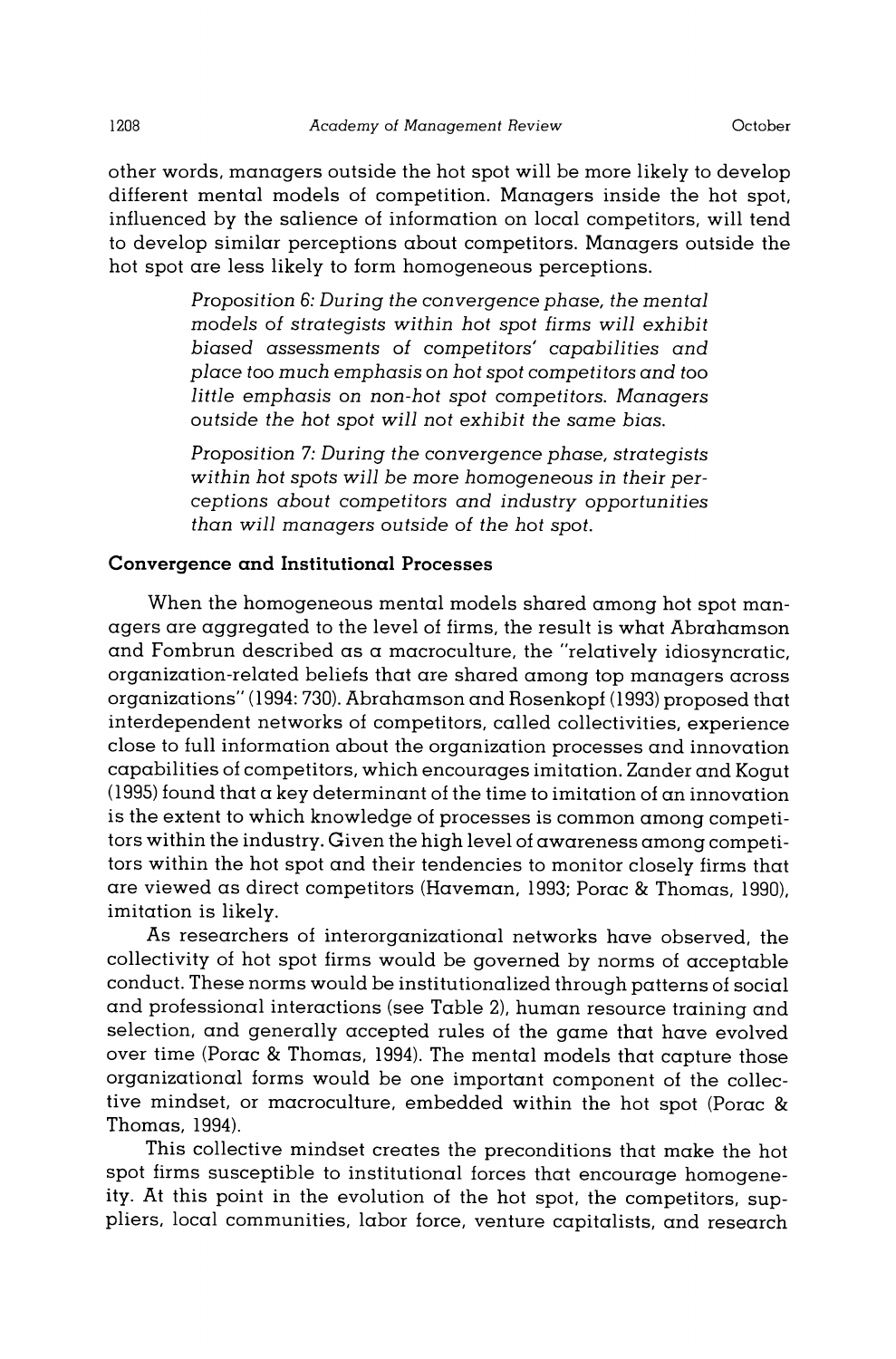other words, managers outside the hot spot will be more likely to develop different mental models of competition. Managers inside the hot spot, influenced by the salience of information on local competitors, will tend to develop similar perceptions about competitors. Managers outside the hot spot are less likely to form homogeneous perceptions.

> *Proposition 6: During the convergence phase, the mental models of strategists within hot spot firms will exhibit biased assessments of competitors' capabilities and place too much emphasis on hot spot competitors and too little emphasis on non-hot spot competitors. Managers outside the hot spot will not exhibit the same bias.*

> *Proposition 7: During the convergence phase, strategists within hot spots will be more homogeneous in their perceptions about competitors and industry opportunities than will managers outside of the hot spot.*

### Convergence and Institutional Processes

When the homogeneous mental models shared among hot spot managers are aggregated to the level of firms, the result is what Abrahamson and Fombrun described as a macroculture, the "relatively idiosyncratic, organization-related beliefs that are shared among top managers across organizations" (1994: 730). Abrahamson and Rosenkopf (1993) proposed that interdependent networks of competitors, called collectivities, experience close to full information about the organization processes and innovation capabilities of competitors, which encourages imitation. Zander and Kogut (1995) found that a key determinant of the time to imitation of an innovation is the extent to which knowledge of processes is common among competitors within the industry. Given the high level of awareness among competitors within the hot spot and their tendencies to monitor closely firms that are viewed as direct competitors (Haveman, 1993; Porac & Thomas, 1990), imitation is likely.

As researchers of interorganizational networks have observed, the collectivity of hot spot firms would be governed by norms of acceptable conduct. These norms would be institutionalized through patterns of social and professional interactions (see Table 2), human resource training and selection, and generally accepted rules of the game that have evolved over time (Porac & Thomas, 1994). The mental models that capture those organizational forms would be one important component of the collective mindset, or macroculture, embedded within the hot spot (Porac & Thomas, 1994).

This collective mindset creates the preconditions that make the hot spot firms susceptible to institutional forces that encourage homogeneity. At this point in the evolution of the hot spot, the competitors, suppliers, local communities, labor force, venture capitalists, and research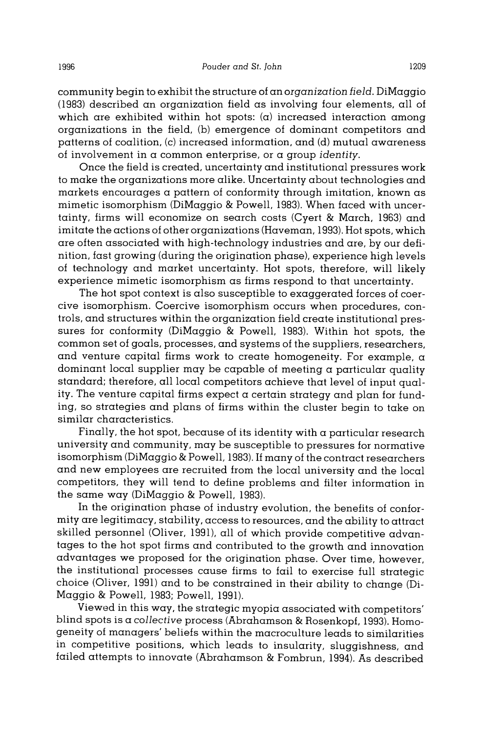community begin to exhibit the structure of an *organization field*. DiMaggio (1983) described an organization field as involving four elements, all of which are exhibited within hot spots: (a) increased interaction among organizations in the field, (b) emergence of dominant competitors and patterns of coalition, (c) increased information, and (d) mutual awareness of involvement in a common enterprise, or a group *identity*.

Once the field is created, uncertainty and institutional pressures work to make the organizations more alike. Uncertainty about technologies and markets encourages a pattern of conformity through imitation, known as mimetic isomorphism (DiMaggio & Powell, 1983). When faced with uncertainty, firms will economize on search costs (Cyert & March, 1963) and imitate the actions of other organizations (Haveman, 1993). Hot spots, which are often associated with high-technology industries and are, by our definition, fast growing (during the origination phase), experience high levels of technology and market uncertainty. Hot spots, therefore, will likely experience mimetic isomorphism as firms respond to that uncertainty.

The hot spot context is also susceptible to exaggerated forces of coercive isomorphism. Coercive isomorphism occurs when procedures, controls, and structures within the organization field create institutional pressures for conformity (DiMaggio & Powell, 1983). Within hot spots, the common set of goals, processes, and systems of the suppliers, researchers, and venture capital firms work to create homogeneity. For example, a dominant local supplier may be capable of meeting a particular quality standard; therefore, all local competitors achieve that level of input quality. The venture capital firms expect a certain strategy and plan for funding, so strategies and plans of firms within the cluster begin to take on similar characteristics.

Finally, the hot spot, because of its identity with a particular research university and community, may be susceptible to pressures for normative isomorphism (DiMaggio & Powell, 1983). If many of the contract researchers and new employees are recruited from the local university and the local competitors, they will tend to define problems and filter information in the same way (DiMaggio & Powell, 1983).

In the origination phase of industry evolution, the benefits of conformity are legitimacy, stability, access to resources, and the ability to attract skilled personnel (Oliver, 1991), all of which provide competitive advantages to the hot spot firms and contributed to the growth and innovation advantages we proposed for the origination phase. Over time, however, the institutional processes cause firms to fail to exercise full strategic choice (Oliver, 1991) and to be constrained in their ability to change (DiMaggio & Powell, 1983; Powell, 1991).

Viewed in this way, the strategic myopia associated with competitors' blind spots is a *collective* process (Abrahamson & Rosenkopf, 1993). Homogeneity of managers' beliefs within the macroculture leads to similarities in competitive positions, which leads to insularity, sluggishness, and failed attempts to innovate (Abrahamson & Fombrun, 1994). As described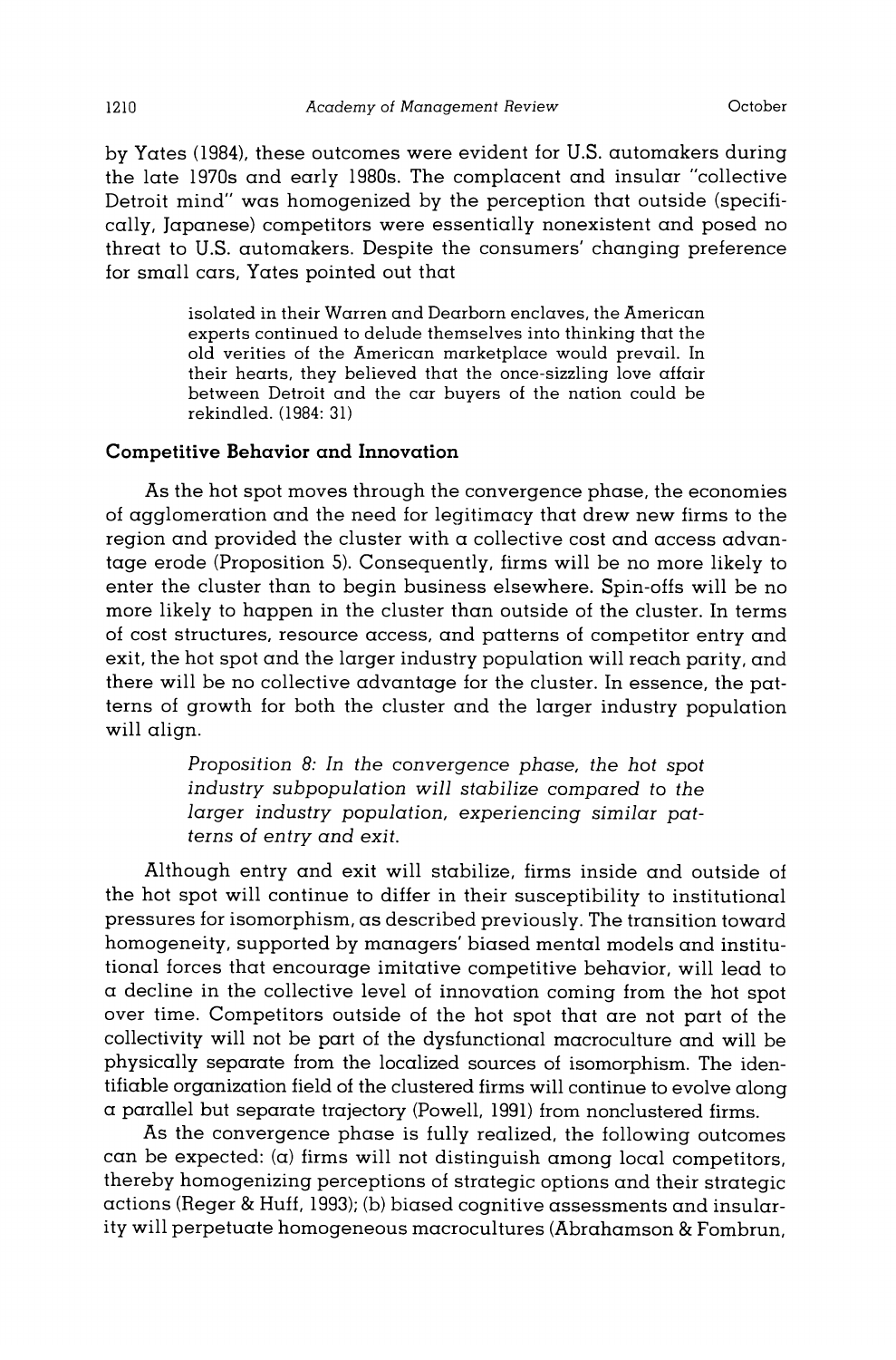by Yates (1984), these outcomes were evident for U.S. automakers during the late 1970s and early 1980s. The complacent and insular "collective Detroit mind" was homogenized by the perception that outside (specifically, Japanese) competitors were essentially nonexistent and posed no threat to U.S. automakers. Despite the consumers' changing preference for small cars, Yates pointed out that

> isolated in their Warren and Dearborn enclaves, the American experts continued to delude themselves into thinking that the old verities of the American marketplace would prevail. In their hearts, they believed that the once-sizzling love affair between Detroit and the car buyers of the nation could be rekindled. (1984: 31)

### Competitive Behavior and Innovation

As the hot spot moves through the convergence phase, the economies of agglomeration and the need for legitimacy that drew new firms to the region and provided the cluster with a collective cost and access advantage erode (Proposition 5). Consequently, firms will be no more likely to enter the cluster than to begin business elsewhere. Spin-offs will be no more likely to happen in the cluster than outside of the cluster. In terms of cost structures, resource access, and patterns of competitor entry and exit, the hot spot and the larger industry population will reach parity, and there will be no collective advantage for the cluster. In essence, the patterns of growth for both the cluster and the larger industry population will align.

> *Proposition 8: In the convergence phase, the hot spot industry subpopulation will stabilize compared to the larger industry population, experiencing similar patterns of entry and exit.*

Although entry and exit will stabilize, firms inside and outside of the hot spot will continue to differ in their susceptibility to institutional pressures for isomorphism, as described previously. The transition toward homogeneity, supported by managers' biased mental models and institutional forces that encourage imitative competitive behavior, will lead to a decline in the collective level of innovation coming from the hot spot over time. Competitors outside of the hot spot that are not part of the collectivity will not be part of the dysfunctional macroculture and will be physically separate from the localized sources of isomorphism. The identifiable organization field of the clustered firms will continue to evolve along a parallel but separate trajectory (Powell, 1991) from nonclustered firms.

As the convergence phase is fully realized, the following outcomes can be expected: (a) firms will not distinguish among local competitors, thereby homogenizing perceptions of strategic options and their strategic actions (Reger & Huff, 1993); (b) biased cognitive assessments and insularity will perpetuate homogeneous macrocultures (Abrahamson & Fombrun,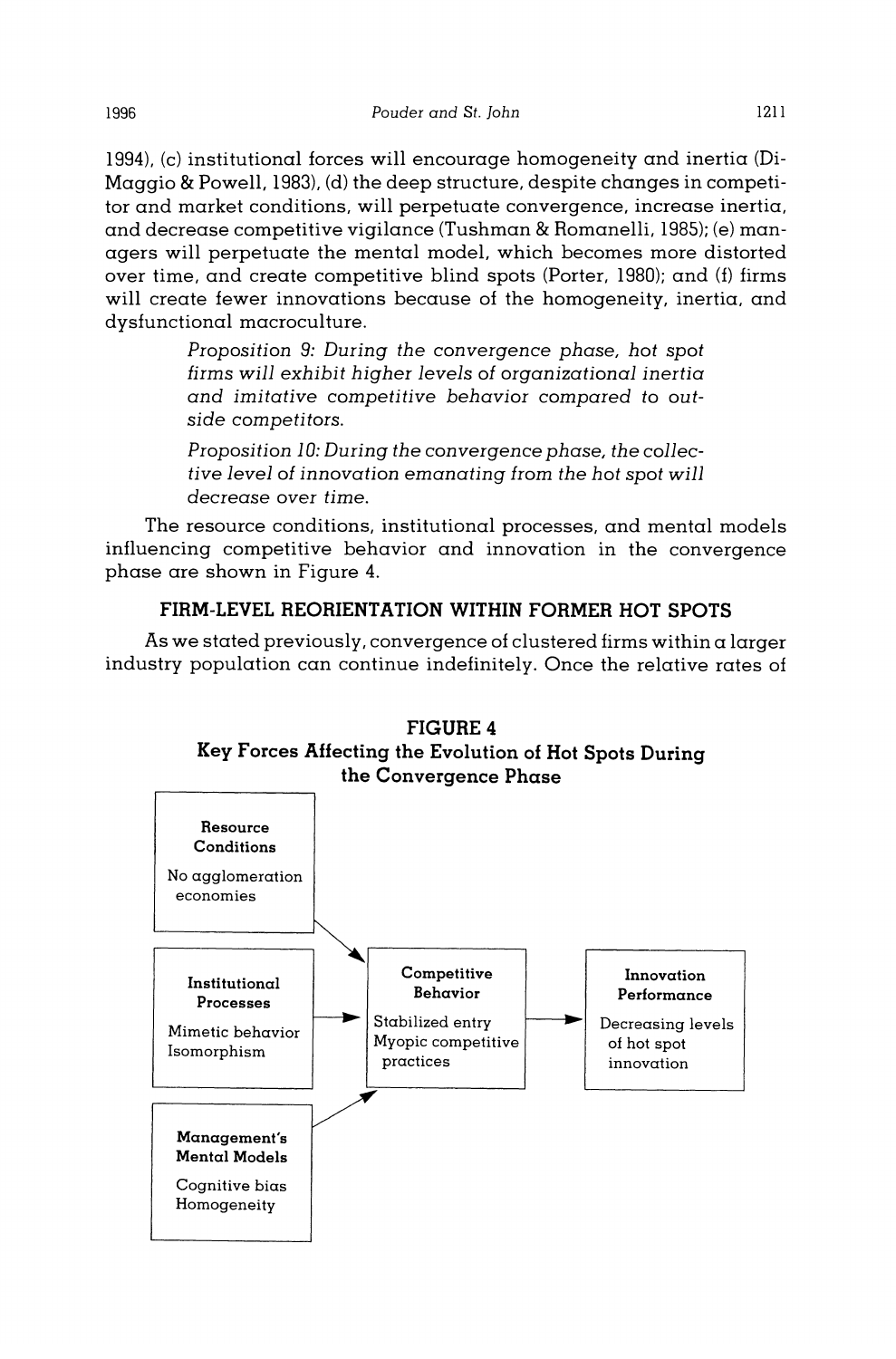1994), (c) institutional forces will encourage homogeneity and inertia (DiMaggio & Powell, 1983), (d) the deep structure, despite changes in competitor and market conditions, will perpetuate convergence, increase inertia, and decrease competitive vigilance (Tushman & Romanelli, 1985); (e) managers will perpetuate the mental model, which becomes more distorted over time, and create competitive blind spots (Porter, 1980); and (f) firms will create fewer innovations because of the homogeneity, inertia, and dysfunctional macroculture.

> *Proposition 9: During the convergence phase, hot spot firms will exhibit higher levels of organizational inertia and imitative competitive behavior compared to outside competitors.*

> *Proposition 10: During the convergence phase, the collective level of innovation emanating from the hot spot will decrease over time.*

The resource conditions, institutional processes, and mental models influencing competitive behavior and innovation in the convergence phase are shown in Figure 4.

## FIRM-LEVEL REORIENTATION WITHIN FORMER HOT SPOTS

As we stated previously, convergence of clustered firms within a larger industry population can continue indefinitely. Once the relative rates of

**FIGURE 4**
**Key Forces Affecting the Evolution of Hot Spots During the Convergence Phase**

**Resource Conditions**
No agglomeration economies

**Institutional Processes**
Mimetic behavior
Isomorphism

**Management's Mental Models**
Cognitive bias
Homogeneity

**Competitive Behavior**
Stabilized entry
Myopic competitive practices

**Innovation Performance**
Decreasing levels of hot spot innovation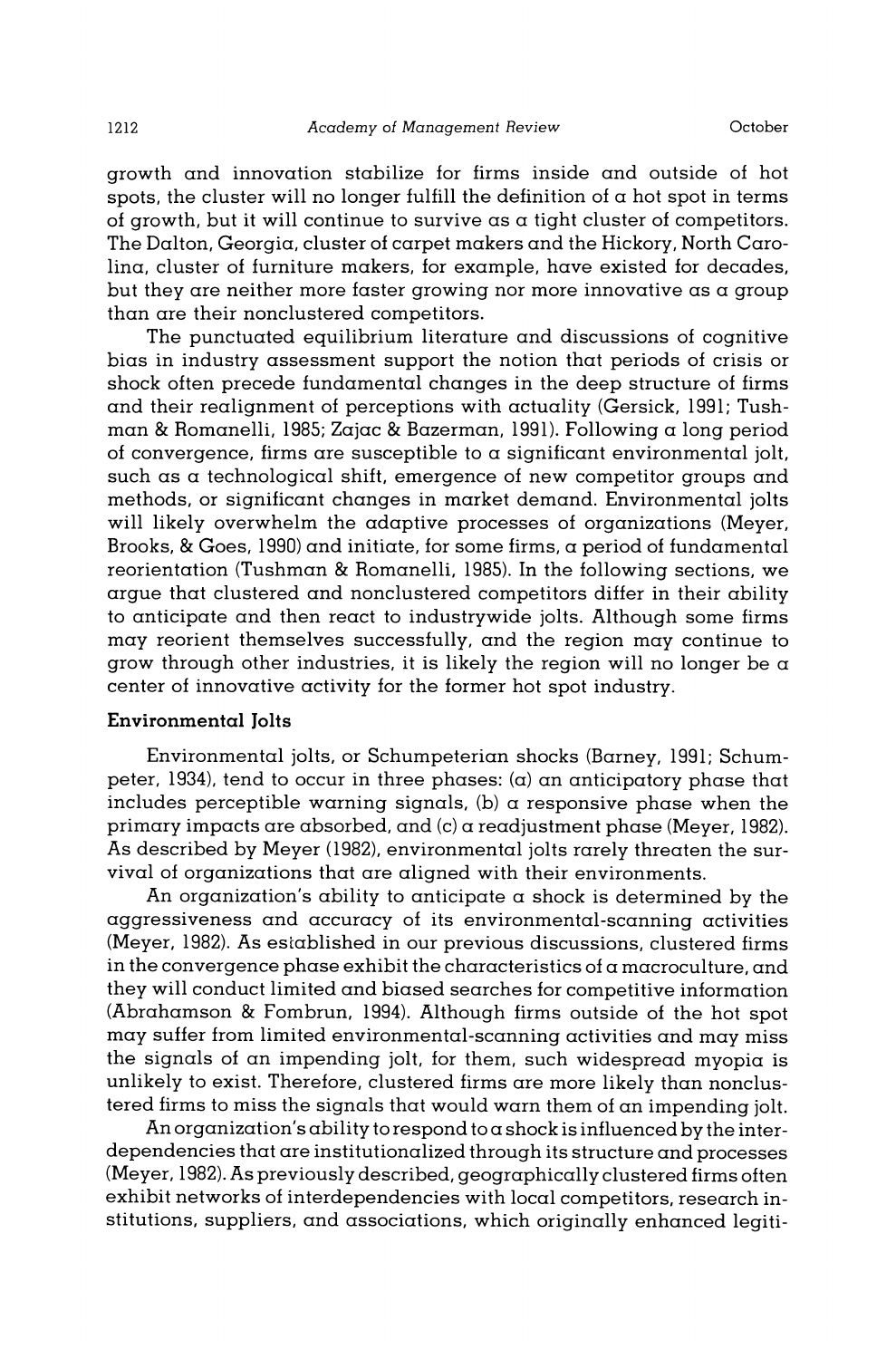growth and innovation stabilize for firms inside and outside of hot spots, the cluster will no longer fulfill the definition of a hot spot in terms of growth, but it will continue to survive as a tight cluster of competitors. The Dalton, Georgia, cluster of carpet makers and the Hickory, North Carolina, cluster of furniture makers, for example, have existed for decades, but they are neither more faster growing nor more innovative as a group than are their nonclustered competitors.

The punctuated equilibrium literature and discussions of cognitive bias in industry assessment support the notion that periods of crisis or shock often precede fundamental changes in the deep structure of firms and their realignment of perceptions with actuality (Gersick, 1991; Tushman & Romanelli, 1985; Zajac & Bazerman, 1991). Following a long period of convergence, firms are susceptible to a significant environmental jolt, such as a technological shift, emergence of new competitor groups and methods, or significant changes in market demand. Environmental jolts will likely overwhelm the adaptive processes of organizations (Meyer, Brooks, & Goes, 1990) and initiate, for some firms, a period of fundamental reorientation (Tushman & Romanelli, 1985). In the following sections, we argue that clustered and nonclustered competitors differ in their ability to anticipate and then react to industrywide jolts. Although some firms may reorient themselves successfully, and the region may continue to grow through other industries, it is likely the region will no longer be a center of innovative activity for the former hot spot industry.

### Environmental Jolts

Environmental jolts, or Schumpeterian shocks (Barney, 1991; Schumpeter, 1934), tend to occur in three phases: (a) an anticipatory phase that includes perceptible warning signals, (b) a responsive phase when the primary impacts are absorbed, and (c) a readjustment phase (Meyer, 1982). As described by Meyer (1982), environmental jolts rarely threaten the survival of organizations that are aligned with their environments.

An organization's ability to anticipate a shock is determined by the aggressiveness and accuracy of its environmental-scanning activities (Meyer, 1982). As established in our previous discussions, clustered firms in the convergence phase exhibit the characteristics of a macroculture, and they will conduct limited and biased searches for competitive information (Abrahamson & Fombrun, 1994). Although firms outside of the hot spot may suffer from limited environmental-scanning activities and may miss the signals of an impending jolt, for them, such widespread myopia is unlikely to exist. Therefore, clustered firms are more likely than nonclustered firms to miss the signals that would warn them of an impending jolt.

An organization's ability to respond to a shock is influenced by the interdependencies that are institutionalized through its structure and processes (Meyer, 1982). As previously described, geographically clustered firms often exhibit networks of interdependencies with local competitors, research institutions, suppliers, and associations, which originally enhanced legiti-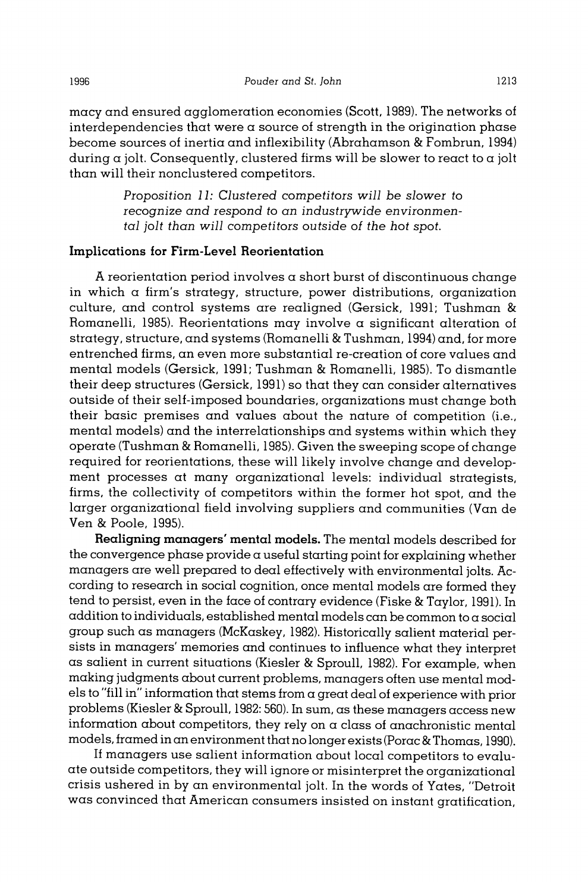macy and ensured agglomeration economies (Scott, 1989). The networks of interdependencies that were a source of strength in the origination phase become sources of inertia and inflexibility (Abrahamson & Fombrun, 1994) during a jolt. Consequently, clustered firms will be slower to react to a jolt than will their nonclustered competitors.

> *Proposition 11: Clustered competitors will be slower to recognize and respond to an industrywide environmental jolt than will competitors outside of the hot spot.*

### Implications for Firm-Level Reorientation

A reorientation period involves a short burst of discontinuous change in which a firm's strategy, structure, power distributions, organization culture, and control systems are realigned (Gersick, 1991; Tushman & Romanelli, 1985). Reorientations may involve a significant alteration of strategy, structure, and systems (Romanelli & Tushman, 1994) and, for more entrenched firms, an even more substantial re-creation of core values and mental models (Gersick, 1991; Tushman & Romanelli, 1985). To dismantle their deep structures (Gersick, 1991) so that they can consider alternatives outside of their self-imposed boundaries, organizations must change both their basic premises and values about the nature of competition (i.e., mental models) and the interrelationships and systems within which they operate (Tushman & Romanelli, 1985). Given the sweeping scope of change required for reorientations, these will likely involve change and development processes at many organizational levels: individual strategists, firms, the collectivity of competitors within the former hot spot, and the larger organizational field involving suppliers and communities (Van de Ven & Poole, 1995).

**Realigning managers' mental models.** The mental models described for the convergence phase provide a useful starting point for explaining whether managers are well prepared to deal effectively with environmental jolts. According to research in social cognition, once mental models are formed they tend to persist, even in the face of contrary evidence (Fiske & Taylor, 1991). In addition to individuals, established mental models can be common to a social group such as managers (McKaskey, 1982). Historically salient material persists in managers' memories and continues to influence what they interpret as salient in current situations (Kiesler & Sproull, 1982). For example, when making judgments about current problems, managers often use mental models to "fill in" information that stems from a great deal of experience with prior problems (Kiesler & Sproull, 1982: 560). In sum, as these managers access new information about competitors, they rely on a class of anachronistic mental models, framed in an environment that no longer exists (Porac & Thomas, 1990).

If managers use salient information about local competitors to evaluate outside competitors, they will ignore or misinterpret the organizational crisis ushered in by an environmental jolt. In the words of Yates, "Detroit was convinced that American consumers insisted on instant gratification,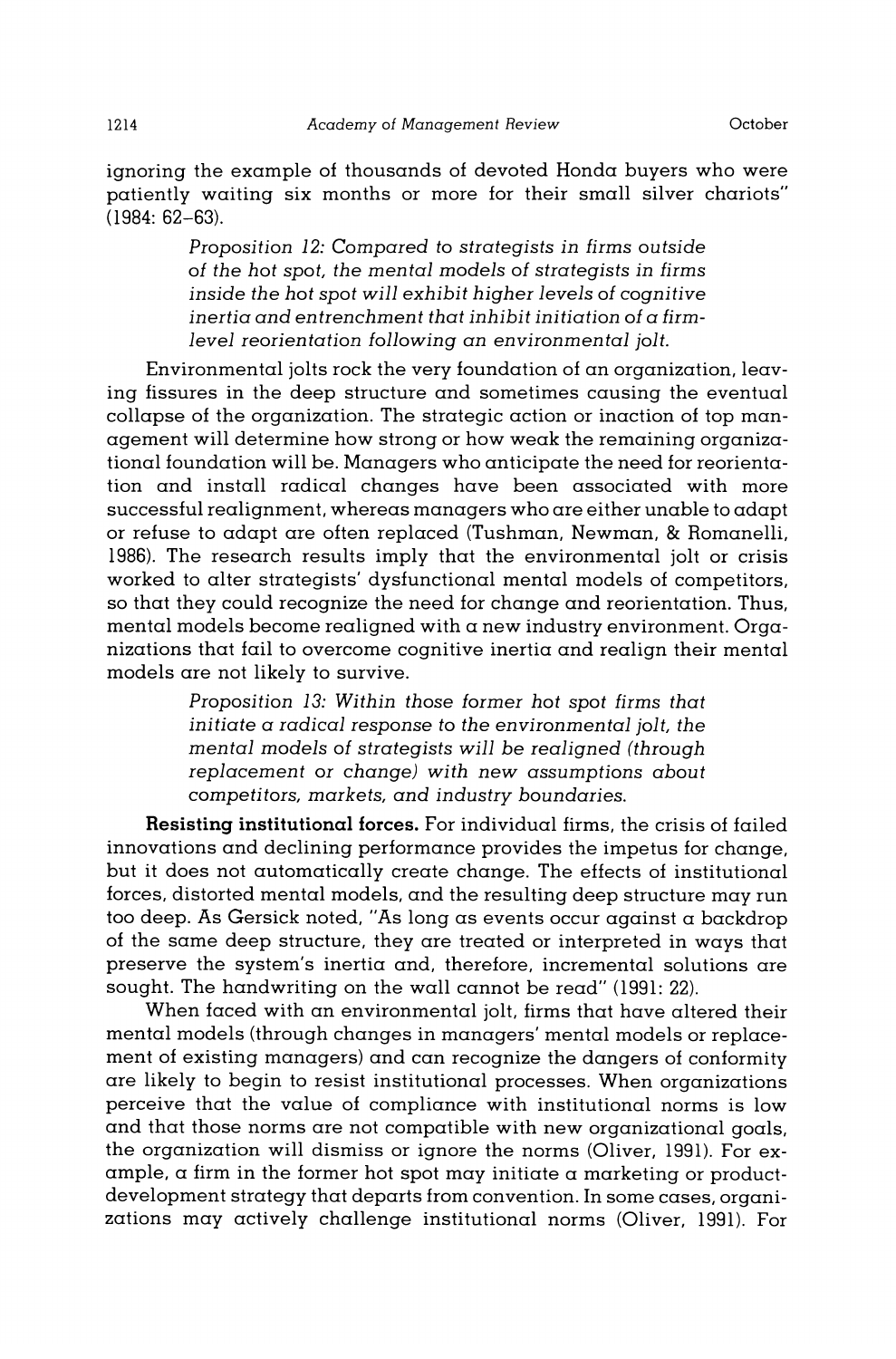ignoring the example of thousands of devoted Honda buyers who were patiently waiting six months or more for their small silver chariots" (1984: 62–63).

> *Proposition 12: Compared to strategists in firms outside of the hot spot, the mental models of strategists in firms inside the hot spot will exhibit higher levels of cognitive inertia and entrenchment that inhibit initiation of a firm-level reorientation following an environmental jolt.*

Environmental jolts rock the very foundation of an organization, leaving fissures in the deep structure and sometimes causing the eventual collapse of the organization. The strategic action or inaction of top management will determine how strong or how weak the remaining organizational foundation will be. Managers who anticipate the need for reorientation and install radical changes have been associated with more successful realignment, whereas managers who are either unable to adapt or refuse to adapt are often replaced (Tushman, Newman, & Romanelli, 1986). The research results imply that the environmental jolt or crisis worked to alter strategists' dysfunctional mental models of competitors, so that they could recognize the need for change and reorientation. Thus, mental models become realigned with a new industry environment. Organizations that fail to overcome cognitive inertia and realign their mental models are not likely to survive.

> *Proposition 13: Within those former hot spot firms that initiate a radical response to the environmental jolt, the mental models of strategists will be realigned (through replacement or change) with new assumptions about competitors, markets, and industry boundaries.*

**Resisting institutional forces.** For individual firms, the crisis of failed innovations and declining performance provides the impetus for change, but it does not automatically create change. The effects of institutional forces, distorted mental models, and the resulting deep structure may run too deep. As Gersick noted, "As long as events occur against a backdrop of the same deep structure, they are treated or interpreted in ways that preserve the system's inertia and, therefore, incremental solutions are sought. The handwriting on the wall cannot be read" (1991: 22).

When faced with an environmental jolt, firms that have altered their mental models (through changes in managers' mental models or replacement of existing managers) and can recognize the dangers of conformity are likely to begin to resist institutional processes. When organizations perceive that the value of compliance with institutional norms is low and that those norms are not compatible with new organizational goals, the organization will dismiss or ignore the norms (Oliver, 1991). For example, a firm in the former hot spot may initiate a marketing or product-development strategy that departs from convention. In some cases, organizations may actively challenge institutional norms (Oliver, 1991). For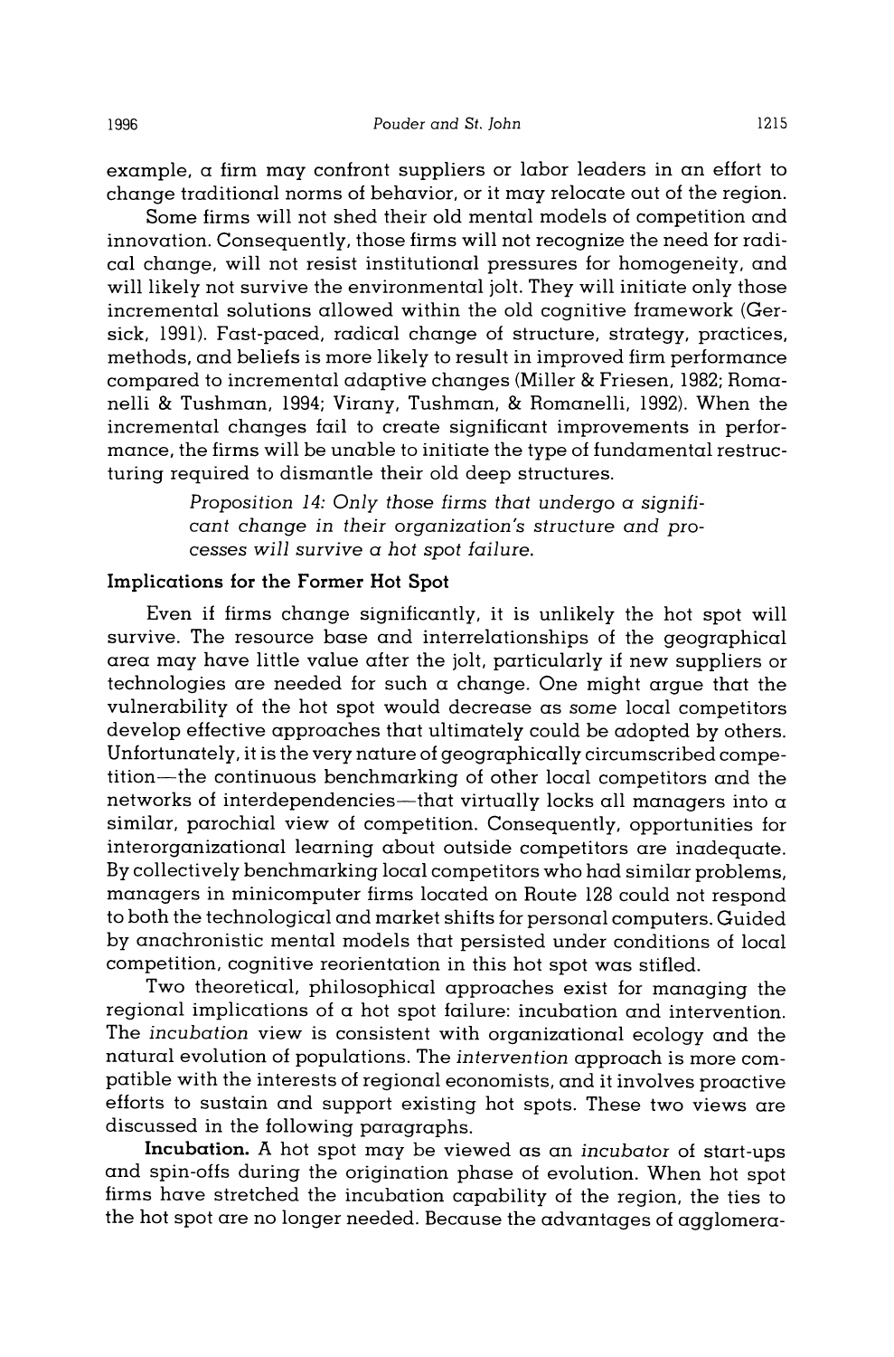example, a firm may confront suppliers or labor leaders in an effort to change traditional norms of behavior, or it may relocate out of the region.

Some firms will not shed their old mental models of competition and innovation. Consequently, those firms will not recognize the need for radical change, will not resist institutional pressures for homogeneity, and will likely not survive the environmental jolt. They will initiate only those incremental solutions allowed within the old cognitive framework (Gersick, 1991). Fast-paced, radical change of structure, strategy, practices, methods, and beliefs is more likely to result in improved firm performance compared to incremental adaptive changes (Miller & Friesen, 1982; Romanelli & Tushman, 1994; Virany, Tushman, & Romanelli, 1992). When the incremental changes fail to create significant improvements in performance, the firms will be unable to initiate the type of fundamental restructuring required to dismantle their old deep structures.

> *Proposition 14: Only those firms that undergo a significant change in their organization's structure and processes will survive a hot spot failure.*

### Implications for the Former Hot Spot

Even if firms change significantly, it is unlikely the hot spot will survive. The resource base and interrelationships of the geographical area may have little value after the jolt, particularly if new suppliers or technologies are needed for such a change. One might argue that the vulnerability of the hot spot would decrease as *some* local competitors develop effective approaches that ultimately could be adopted by others. Unfortunately, it is the very nature of geographically circumscribed competition—the continuous benchmarking of other local competitors and the networks of interdependencies—that virtually locks all managers into a similar, parochial view of competition. Consequently, opportunities for interorganizational learning about outside competitors are inadequate. By collectively benchmarking local competitors who had similar problems, managers in minicomputer firms located on Route 128 could not respond to both the technological and market shifts for personal computers. Guided by anachronistic mental models that persisted under conditions of local competition, cognitive reorientation in this hot spot was stifled.

Two theoretical, philosophical approaches exist for managing the regional implications of a hot spot failure: incubation and intervention. The *incubation* view is consistent with organizational ecology and the natural evolution of populations. The *intervention* approach is more compatible with the interests of regional economists, and it involves proactive efforts to sustain and support existing hot spots. These two views are discussed in the following paragraphs.

**Incubation.** A hot spot may be viewed as an *incubator* of start-ups and spin-offs during the origination phase of evolution. When hot spot firms have stretched the incubation capability of the region, the ties to the hot spot are no longer needed. Because the advantages of agglomera-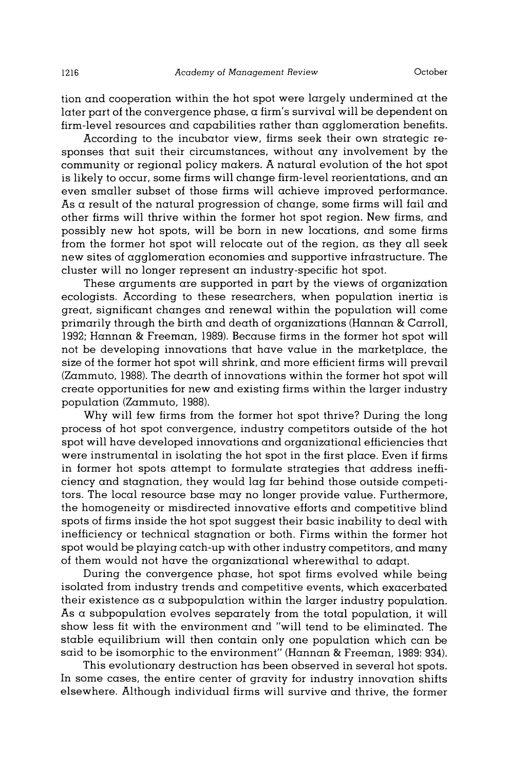tion and cooperation within the hot spot were largely undermined at the later part of the convergence phase, a firm's survival will be dependent on firm-level resources and capabilities rather than agglomeration benefits.

According to the incubator view, firms seek their own strategic responses that suit their circumstances, without any involvement by the community or regional policy makers. A natural evolution of the hot spot is likely to occur, some firms will change firm-level reorientations, and an even smaller subset of those firms will achieve improved performance. As a result of the natural progression of change, some firms will fail and other firms will thrive within the former hot spot region. New firms, and possibly new hot spots, will be born in new locations, and some firms from the former hot spot will relocate out of the region, as they all seek new sites of agglomeration economies and supportive infrastructure. The cluster will no longer represent an industry-specific hot spot.

These arguments are supported in part by the views of organization ecologists. According to these researchers, when population inertia is great, significant changes and renewal within the population will come primarily through the birth and death of organizations (Hannan & Carroll, 1992; Hannan & Freeman, 1989). Because firms in the former hot spot will not be developing innovations that have value in the marketplace, the size of the former hot spot will shrink, and more efficient firms will prevail (Zammuto, 1988). The dearth of innovations within the former hot spot will create opportunities for new and existing firms within the larger industry population (Zammuto, 1988).

Why will few firms from the former hot spot thrive? During the long process of hot spot convergence, industry competitors outside of the hot spot will have developed innovations and organizational efficiencies that were instrumental in isolating the hot spot in the first place. Even if firms in former hot spots attempt to formulate strategies that address inefficiency and stagnation, they would lag far behind those outside competitors. The local resource base may no longer provide value. Furthermore, the homogeneity or misdirected innovative efforts and competitive blind spots of firms inside the hot spot suggest their basic inability to deal with inefficiency or technical stagnation or both. Firms within the former hot spot would be playing catch-up with other industry competitors, and many of them would not have the organizational wherewithal to adapt.

During the convergence phase, hot spot firms evolved while being isolated from industry trends and competitive events, which exacerbated their existence as a subpopulation within the larger industry population. As a subpopulation evolves separately from the total population, it will show less fit with the environment and "will tend to be eliminated. The stable equilibrium will then contain only one population which can be said to be isomorphic to the environment" (Hannan & Freeman, 1989: 934).

This evolutionary destruction has been observed in several hot spots. In some cases, the entire center of gravity for industry innovation shifts elsewhere. Although individual firms will survive and thrive, the former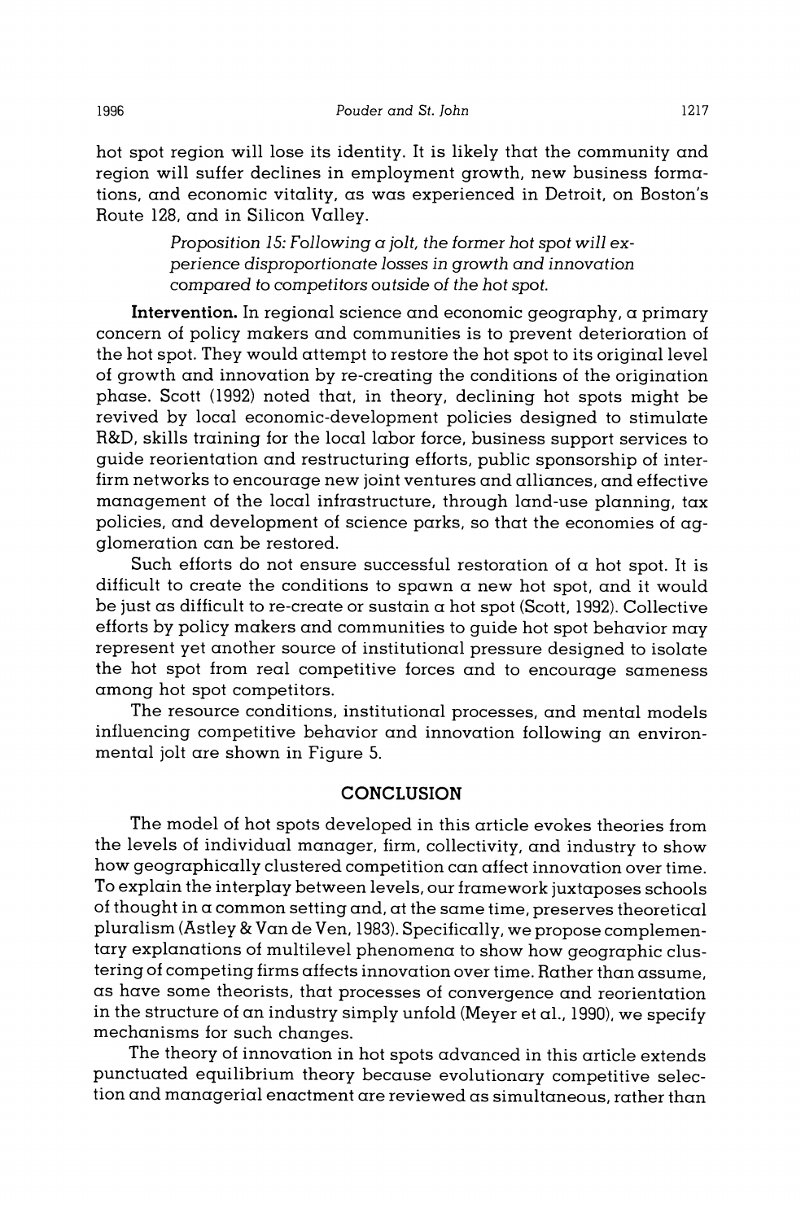hot spot region will lose its identity. It is likely that the community and region will suffer declines in employment growth, new business formations, and economic vitality, as was experienced in Detroit, on Boston's Route 128, and in Silicon Valley.

> *Proposition 15: Following a jolt, the former hot spot will experience disproportionate losses in growth and innovation compared to competitors outside of the hot spot.*

**Intervention.** In regional science and economic geography, a primary concern of policy makers and communities is to prevent deterioration of the hot spot. They would attempt to restore the hot spot to its original level of growth and innovation by re-creating the conditions of the origination phase. Scott (1992) noted that, in theory, declining hot spots might be revived by local economic-development policies designed to stimulate R&D, skills training for the local labor force, business support services to guide reorientation and restructuring efforts, public sponsorship of interfirm networks to encourage new joint ventures and alliances, and effective management of the local infrastructure, through land-use planning, tax policies, and development of science parks, so that the economies of agglomeration can be restored.

Such efforts do not ensure successful restoration of a hot spot. It is difficult to create the conditions to spawn a new hot spot, and it would be just as difficult to re-create or sustain a hot spot (Scott, 1992). Collective efforts by policy makers and communities to guide hot spot behavior may represent yet another source of institutional pressure designed to isolate the hot spot from real competitive forces and to encourage sameness among hot spot competitors.

The resource conditions, institutional processes, and mental models influencing competitive behavior and innovation following an environmental jolt are shown in Figure 5.

## CONCLUSION

The model of hot spots developed in this article evokes theories from the levels of individual manager, firm, collectivity, and industry to show how geographically clustered competition can affect innovation over time. To explain the interplay between levels, our framework juxtaposes schools of thought in a common setting and, at the same time, preserves theoretical pluralism (Astley & Van de Ven, 1983). Specifically, we propose complementary explanations of multilevel phenomena to show how geographic clustering of competing firms affects innovation over time. Rather than assume, as have some theorists, that processes of convergence and reorientation in the structure of an industry simply unfold (Meyer et al., 1990), we specify mechanisms for such changes.

The theory of innovation in hot spots advanced in this article extends punctuated equilibrium theory because evolutionary competitive selection and managerial enactment are reviewed as simultaneous, rather than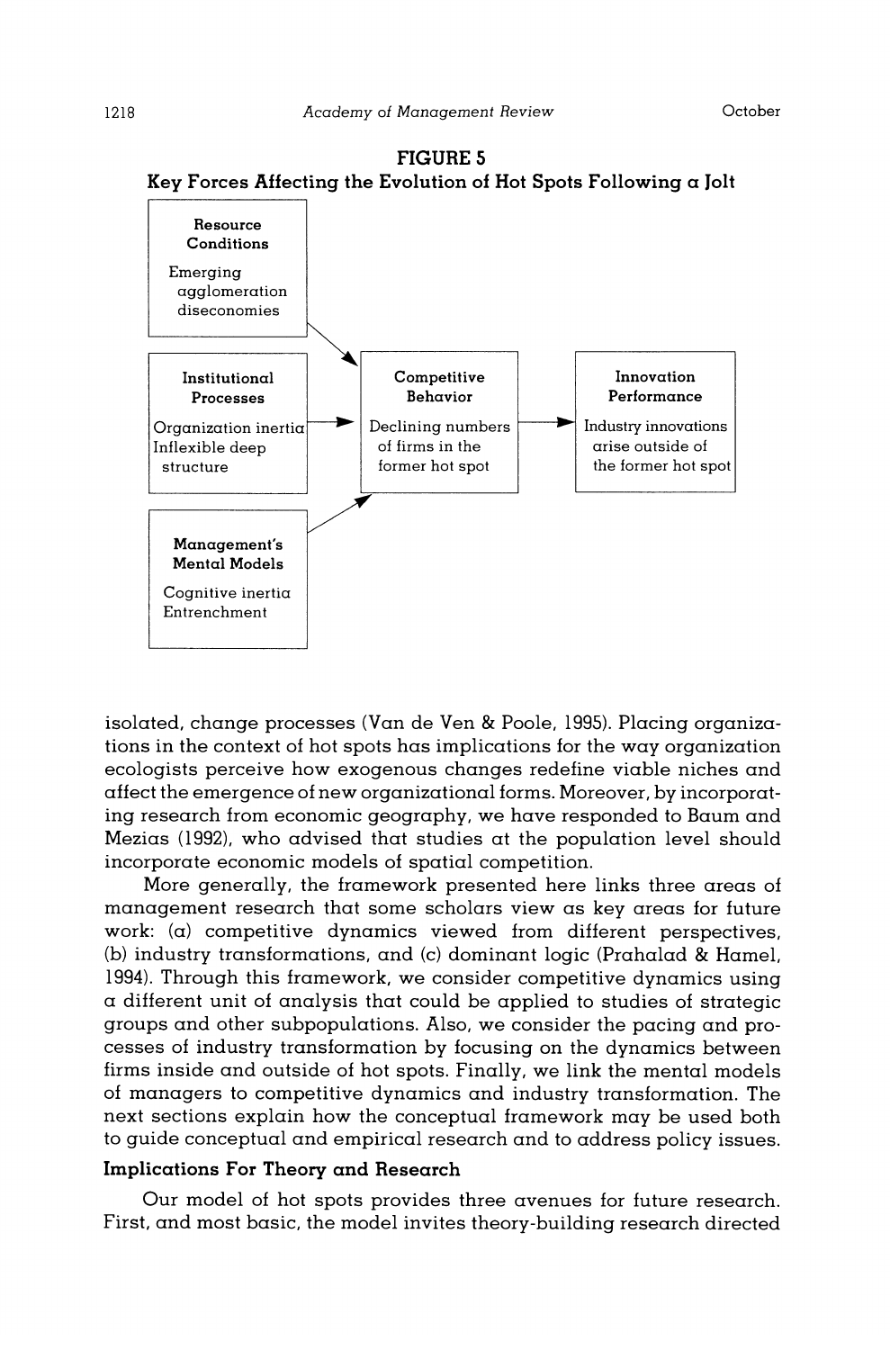**FIGURE 5**

**Key Forces Affecting the Evolution of Hot Spots Following a Jolt**

| Box | Heading | Content |
|---|---|---|
| Resource Conditions | **Resource Conditions** | Emerging agglomeration diseconomies |
| Institutional Processes | **Institutional Processes** | Organization inertia; Inflexible deep structure |
| Management's Mental Models | **Management's Mental Models** | Cognitive inertia; Entrenchment |
| Competitive Behavior | **Competitive Behavior** | Declining numbers of firms in the former hot spot |
| Innovation Performance | **Innovation Performance** | Industry innovations arise outside of the former hot spot |

Resource Conditions → Competitive Behavior; Institutional Processes → Competitive Behavior; Management's Mental Models → Competitive Behavior; Competitive Behavior → Innovation Performance

isolated, change processes (Van de Ven & Poole, 1995). Placing organizations in the context of hot spots has implications for the way organization ecologists perceive how exogenous changes redefine viable niches and affect the emergence of new organizational forms. Moreover, by incorporating research from economic geography, we have responded to Baum and Mezias (1992), who advised that studies at the population level should incorporate economic models of spatial competition.

More generally, the framework presented here links three areas of management research that some scholars view as key areas for future work: (a) competitive dynamics viewed from different perspectives, (b) industry transformations, and (c) dominant logic (Prahalad & Hamel, 1994). Through this framework, we consider competitive dynamics using a different unit of analysis that could be applied to studies of strategic groups and other subpopulations. Also, we consider the pacing and processes of industry transformation by focusing on the dynamics between firms inside and outside of hot spots. Finally, we link the mental models of managers to competitive dynamics and industry transformation. The next sections explain how the conceptual framework may be used both to guide conceptual and empirical research and to address policy issues.

### Implications For Theory and Research

Our model of hot spots provides three avenues for future research. First, and most basic, the model invites theory-building research directed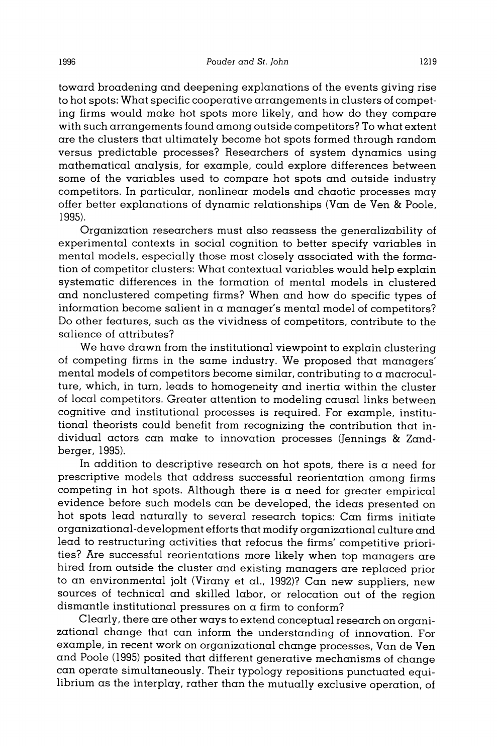toward broadening and deepening explanations of the events giving rise to hot spots: What specific cooperative arrangements in clusters of competing firms would make hot spots more likely, and how do they compare with such arrangements found among outside competitors? To what extent are the clusters that ultimately become hot spots formed through random versus predictable processes? Researchers of system dynamics using mathematical analysis, for example, could explore differences between some of the variables used to compare hot spots and outside industry competitors. In particular, nonlinear models and chaotic processes may offer better explanations of dynamic relationships (Van de Ven & Poole, 1995).

Organization researchers must also reassess the generalizability of experimental contexts in social cognition to better specify variables in mental models, especially those most closely associated with the formation of competitor clusters: What contextual variables would help explain systematic differences in the formation of mental models in clustered and nonclustered competing firms? When and how do specific types of information become salient in a manager's mental model of competitors? Do other features, such as the vividness of competitors, contribute to the salience of attributes?

We have drawn from the institutional viewpoint to explain clustering of competing firms in the same industry. We proposed that managers' mental models of competitors become similar, contributing to a macroculture, which, in turn, leads to homogeneity and inertia within the cluster of local competitors. Greater attention to modeling causal links between cognitive and institutional processes is required. For example, institutional theorists could benefit from recognizing the contribution that individual actors can make to innovation processes (Jennings & Zandberger, 1995).

In addition to descriptive research on hot spots, there is a need for prescriptive models that address successful reorientation among firms competing in hot spots. Although there is a need for greater empirical evidence before such models can be developed, the ideas presented on hot spots lead naturally to several research topics: Can firms initiate organizational-development efforts that modify organizational culture and lead to restructuring activities that refocus the firms' competitive priorities? Are successful reorientations more likely when top managers are hired from outside the cluster and existing managers are replaced prior to an environmental jolt (Virany et al., 1992)? Can new suppliers, new sources of technical and skilled labor, or relocation out of the region dismantle institutional pressures on a firm to conform?

Clearly, there are other ways to extend conceptual research on organizational change that can inform the understanding of innovation. For example, in recent work on organizational change processes, Van de Ven and Poole (1995) posited that different generative mechanisms of change can operate simultaneously. Their typology repositions punctuated equilibrium as the interplay, rather than the mutually exclusive operation, of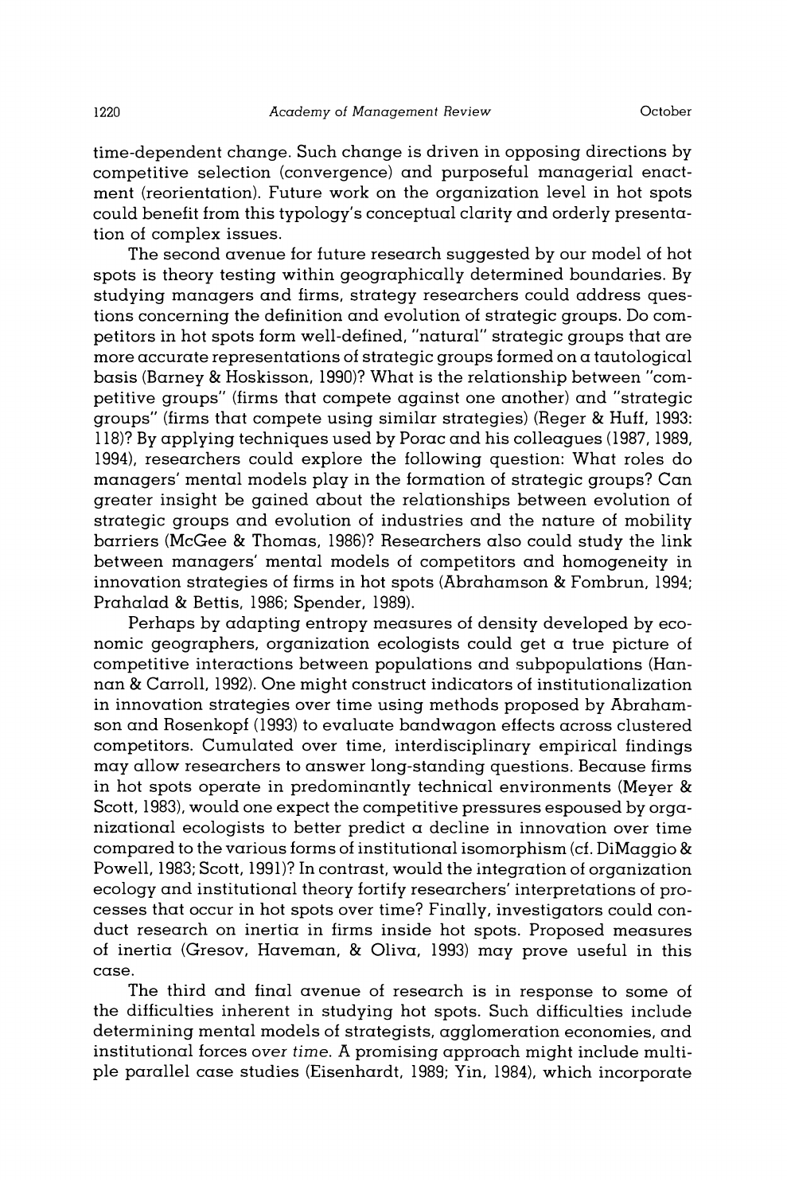time-dependent change. Such change is driven in opposing directions by competitive selection (convergence) and purposeful managerial enactment (reorientation). Future work on the organization level in hot spots could benefit from this typology's conceptual clarity and orderly presentation of complex issues.

The second avenue for future research suggested by our model of hot spots is theory testing within geographically determined boundaries. By studying managers and firms, strategy researchers could address questions concerning the definition and evolution of strategic groups. Do competitors in hot spots form well-defined, "natural" strategic groups that are more accurate representations of strategic groups formed on a tautological basis (Barney & Hoskisson, 1990)? What is the relationship between "competitive groups" (firms that compete against one another) and "strategic groups" (firms that compete using similar strategies) (Reger & Huff, 1993: 118)? By applying techniques used by Porac and his colleagues (1987, 1989, 1994), researchers could explore the following question: What roles do managers' mental models play in the formation of strategic groups? Can greater insight be gained about the relationships between evolution of strategic groups and evolution of industries and the nature of mobility barriers (McGee & Thomas, 1986)? Researchers also could study the link between managers' mental models of competitors and homogeneity in innovation strategies of firms in hot spots (Abrahamson & Fombrun, 1994; Prahalad & Bettis, 1986; Spender, 1989).

Perhaps by adapting entropy measures of density developed by economic geographers, organization ecologists could get a true picture of competitive interactions between populations and subpopulations (Hannan & Carroll, 1992). One might construct indicators of institutionalization in innovation strategies over time using methods proposed by Abrahamson and Rosenkopf (1993) to evaluate bandwagon effects across clustered competitors. Cumulated over time, interdisciplinary empirical findings may allow researchers to answer long-standing questions. Because firms in hot spots operate in predominantly technical environments (Meyer & Scott, 1983), would one expect the competitive pressures espoused by organizational ecologists to better predict a decline in innovation over time compared to the various forms of institutional isomorphism (cf. DiMaggio & Powell, 1983; Scott, 1991)? In contrast, would the integration of organization ecology and institutional theory fortify researchers' interpretations of processes that occur in hot spots over time? Finally, investigators could conduct research on inertia in firms inside hot spots. Proposed measures of inertia (Gresov, Haveman, & Oliva, 1993) may prove useful in this case.

The third and final avenue of research is in response to some of the difficulties inherent in studying hot spots. Such difficulties include determining mental models of strategists, agglomeration economies, and institutional forces *over time*. A promising approach might include multiple parallel case studies (Eisenhardt, 1989; Yin, 1984), which incorporate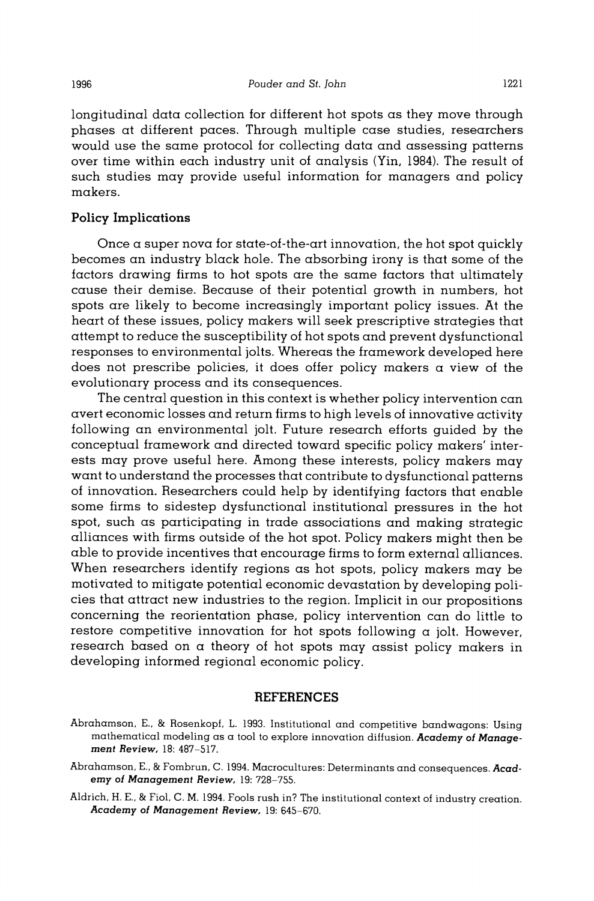longitudinal data collection for different hot spots as they move through phases at different paces. Through multiple case studies, researchers would use the same protocol for collecting data and assessing patterns over time within each industry unit of analysis (Yin, 1984). The result of such studies may provide useful information for managers and policy makers.

### Policy Implications

Once a super nova for state-of-the-art innovation, the hot spot quickly becomes an industry black hole. The absorbing irony is that some of the factors drawing firms to hot spots are the same factors that ultimately cause their demise. Because of their potential growth in numbers, hot spots are likely to become increasingly important policy issues. At the heart of these issues, policy makers will seek prescriptive strategies that attempt to reduce the susceptibility of hot spots and prevent dysfunctional responses to environmental jolts. Whereas the framework developed here does not prescribe policies, it does offer policy makers a view of the evolutionary process and its consequences.

The central question in this context is whether policy intervention can avert economic losses and return firms to high levels of innovative activity following an environmental jolt. Future research efforts guided by the conceptual framework and directed toward specific policy makers' interests may prove useful here. Among these interests, policy makers may want to understand the processes that contribute to dysfunctional patterns of innovation. Researchers could help by identifying factors that enable some firms to sidestep dysfunctional institutional pressures in the hot spot, such as participating in trade associations and making strategic alliances with firms outside of the hot spot. Policy makers might then be able to provide incentives that encourage firms to form external alliances. When researchers identify regions as hot spots, policy makers may be motivated to mitigate potential economic devastation by developing policies that attract new industries to the region. Implicit in our propositions concerning the reorientation phase, policy intervention can do little to restore competitive innovation for hot spots following a jolt. However, research based on a theory of hot spots may assist policy makers in developing informed regional economic policy.

## REFERENCES

Abrahamson, E., & Rosenkopf, L. 1993. Institutional and competitive bandwagons: Using mathematical modeling as a tool to explore innovation diffusion. ***Academy of Management Review,*** 18: 487–517.

Abrahamson, E., & Fombrun, C. 1994. Macrocultures: Determinants and consequences. ***Academy of Management Review,*** 19: 728–755.

Aldrich, H. E., & Fiol, C. M. 1994. Fools rush in? The institutional context of industry creation. ***Academy of Management Review,*** 19: 645–670.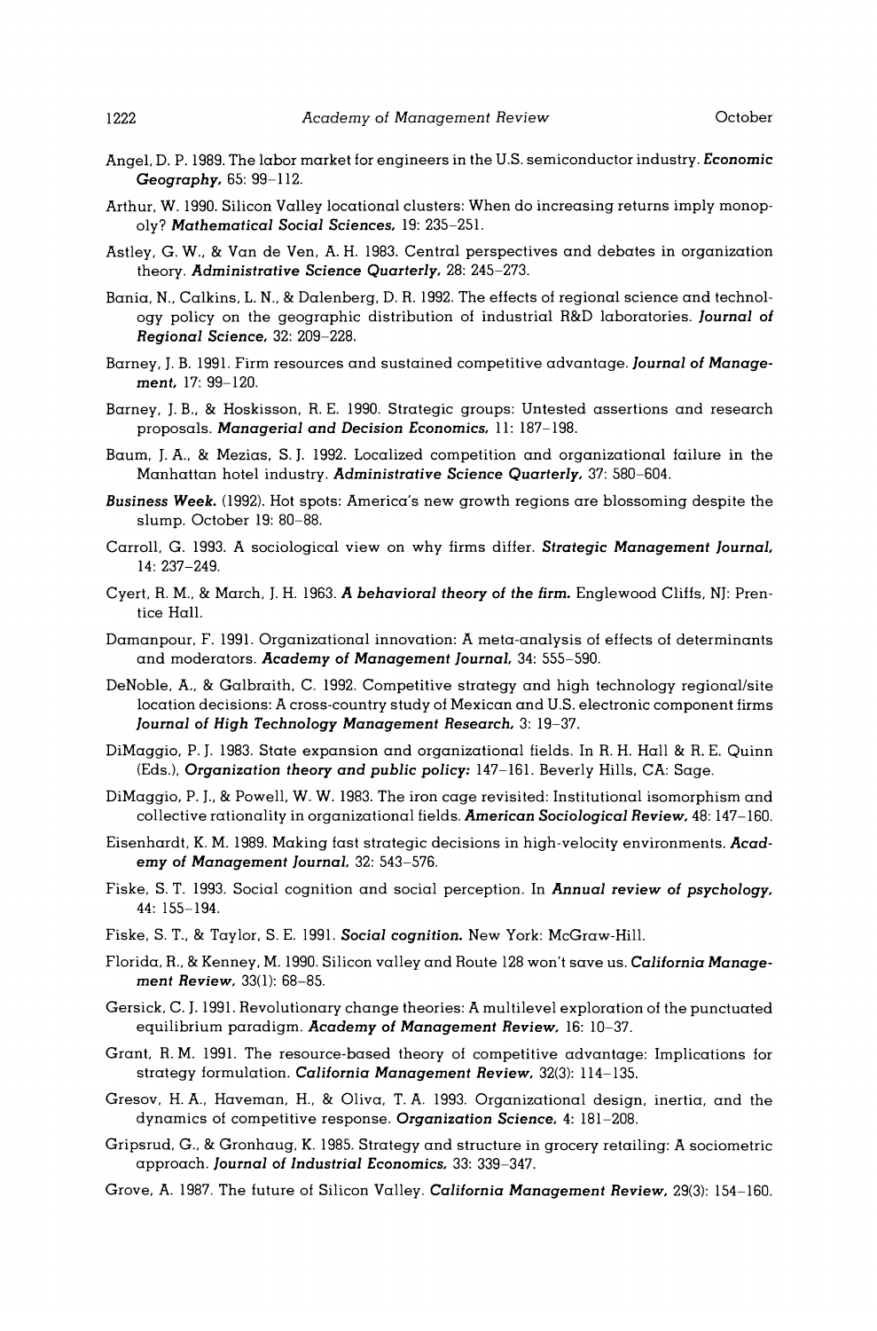Angel, D. P. 1989. The labor market for engineers in the U.S. semiconductor industry. **Economic Geography,** 65: 99–112.

Arthur, W. 1990. Silicon Valley locational clusters: When do increasing returns imply monopoly? **Mathematical Social Sciences,** 19: 235–251.

Astley, G. W., & Van de Ven, A. H. 1983. Central perspectives and debates in organization theory. **Administrative Science Quarterly,** 28: 245–273.

Bania, N., Calkins, L. N., & Dalenberg, D. R. 1992. The effects of regional science and technology policy on the geographic distribution of industrial R&D laboratories. **Journal of Regional Science,** 32: 209–228.

Barney, J. B. 1991. Firm resources and sustained competitive advantage. **Journal of Management,** 17: 99–120.

Barney, J. B., & Hoskisson, R. E. 1990. Strategic groups: Untested assertions and research proposals. **Managerial and Decision Economics,** 11: 187–198.

Baum, J. A., & Mezias, S. J. 1992. Localized competition and organizational failure in the Manhattan hotel industry. **Administrative Science Quarterly,** 37: 580–604.

**Business Week.** (1992). Hot spots: America's new growth regions are blossoming despite the slump. October 19: 80–88.

Carroll, G. 1993. A sociological view on why firms differ. **Strategic Management Journal,** 14: 237–249.

Cyert, R. M., & March, J. H. 1963. **A behavioral theory of the firm.** Englewood Cliffs, NJ: Prentice Hall.

Damanpour, F. 1991. Organizational innovation: A meta-analysis of effects of determinants and moderators. **Academy of Management Journal,** 34: 555–590.

DeNoble, A., & Galbraith, C. 1992. Competitive strategy and high technology regional/site location decisions: A cross-country study of Mexican and U.S. electronic component firms **Journal of High Technology Management Research,** 3: 19–37.

DiMaggio, P. J. 1983. State expansion and organizational fields. In R. H. Hall & R. E. Quinn (Eds.), **Organization theory and public policy:** 147–161. Beverly Hills, CA: Sage.

DiMaggio, P. J., & Powell, W. W. 1983. The iron cage revisited: Institutional isomorphism and collective rationality in organizational fields. **American Sociological Review,** 48: 147–160.

Eisenhardt, K. M. 1989. Making fast strategic decisions in high-velocity environments. **Academy of Management Journal,** 32: 543–576.

Fiske, S. T. 1993. Social cognition and social perception. In **Annual review of psychology,** 44: 155–194.

Fiske, S. T., & Taylor, S. E. 1991. **Social cognition.** New York: McGraw-Hill.

Florida, R., & Kenney, M. 1990. Silicon valley and Route 128 won't save us. **California Management Review,** 33(1): 68–85.

Gersick, C. J. 1991. Revolutionary change theories: A multilevel exploration of the punctuated equilibrium paradigm. **Academy of Management Review,** 16: 10–37.

Grant, R. M. 1991. The resource-based theory of competitive advantage: Implications for strategy formulation. **California Management Review,** 32(3): 114–135.

Gresov, H. A., Haveman, H., & Oliva, T. A. 1993. Organizational design, inertia, and the dynamics of competitive response. **Organization Science,** 4: 181–208.

Gripsrud, G., & Gronhaug, K. 1985. Strategy and structure in grocery retailing: A sociometric approach. **Journal of Industrial Economics,** 33: 339–347.

Grove, A. 1987. The future of Silicon Valley. **California Management Review,** 29(3): 154–160.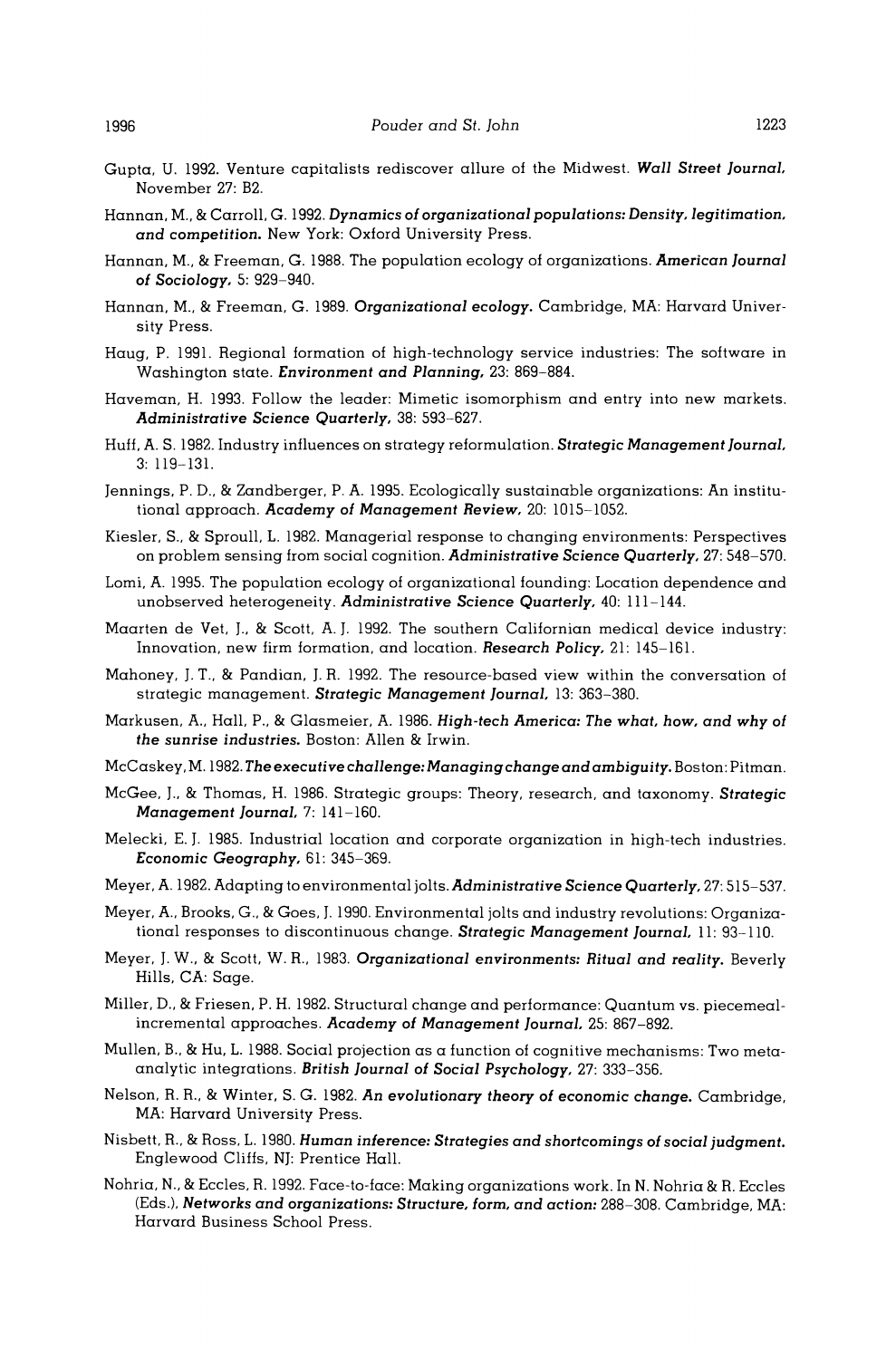Gupta, U. 1992. Venture capitalists rediscover allure of the Midwest. ***Wall Street Journal,*** November 27: B2.

Hannan, M., & Carroll, G. 1992. ***Dynamics of organizational populations: Density, legitimation, and competition.*** New York: Oxford University Press.

Hannan, M., & Freeman, G. 1988. The population ecology of organizations. ***American Journal of Sociology,*** 5: 929–940.

Hannan, M., & Freeman, G. 1989. ***Organizational ecology.*** Cambridge, MA: Harvard University Press.

Haug, P. 1991. Regional formation of high-technology service industries: The software in Washington state. ***Environment and Planning,*** 23: 869–884.

Haveman, H. 1993. Follow the leader: Mimetic isomorphism and entry into new markets. ***Administrative Science Quarterly,*** 38: 593–627.

Huff, A. S. 1982. Industry influences on strategy reformulation. ***Strategic Management Journal,*** 3: 119–131.

Jennings, P. D., & Zandberger, P. A. 1995. Ecologically sustainable organizations: An institutional approach. ***Academy of Management Review,*** 20: 1015–1052.

Kiesler, S., & Sproull, L. 1982. Managerial response to changing environments: Perspectives on problem sensing from social cognition. ***Administrative Science Quarterly,*** 27: 548–570.

Lomi, A. 1995. The population ecology of organizational founding: Location dependence and unobserved heterogeneity. ***Administrative Science Quarterly,*** 40: 111–144.

Maarten de Vet, J., & Scott, A. J. 1992. The southern Californian medical device industry: Innovation, new firm formation, and location. ***Research Policy,*** 21: 145–161.

Mahoney, J. T., & Pandian, J. R. 1992. The resource-based view within the conversation of strategic management. ***Strategic Management Journal,*** 13: 363–380.

Markusen, A., Hall, P., & Glasmeier, A. 1986. ***High-tech America: The what, how, and why of the sunrise industries.*** Boston: Allen & Irwin.

McCaskey, M. 1982. ***The executive challenge: Managing change and ambiguity.*** Boston: Pitman.

McGee, J., & Thomas, H. 1986. Strategic groups: Theory, research, and taxonomy. ***Strategic Management Journal,*** 7: 141–160.

Melecki, E. J. 1985. Industrial location and corporate organization in high-tech industries. ***Economic Geography,*** 61: 345–369.

Meyer, A. 1982. Adapting to environmental jolts. ***Administrative Science Quarterly,*** 27: 515–537.

Meyer, A., Brooks, G., & Goes, J. 1990. Environmental jolts and industry revolutions: Organizational responses to discontinuous change. ***Strategic Management Journal,*** 11: 93–110.

Meyer, J. W., & Scott, W. R., 1983. ***Organizational environments: Ritual and reality.*** Beverly Hills, CA: Sage.

Miller, D., & Friesen, P. H. 1982. Structural change and performance: Quantum vs. piecemeal-incremental approaches. ***Academy of Management Journal,*** 25: 867–892.

Mullen, B., & Hu, L. 1988. Social projection as a function of cognitive mechanisms: Two meta-analytic integrations. ***British Journal of Social Psychology,*** 27: 333–356.

Nelson, R. R., & Winter, S. G. 1982. ***An evolutionary theory of economic change.*** Cambridge, MA: Harvard University Press.

Nisbett, R., & Ross, L. 1980. ***Human inference: Strategies and shortcomings of social judgment.*** Englewood Cliffs, NJ: Prentice Hall.

Nohria, N., & Eccles, R. 1992. Face-to-face: Making organizations work. In N. Nohria & R. Eccles (Eds.), ***Networks and organizations: Structure, form, and action:*** 288–308. Cambridge, MA: Harvard Business School Press.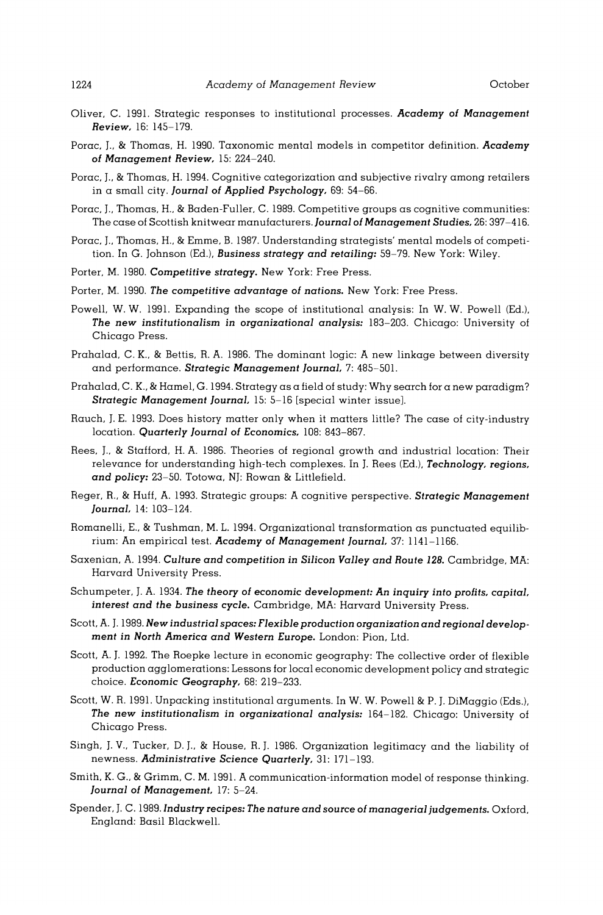Oliver, C. 1991. Strategic responses to institutional processes. ***Academy of Management Review,*** 16: 145–179.

Porac, J., & Thomas, H. 1990. Taxonomic mental models in competitor definition. ***Academy of Management Review,*** 15: 224–240.

Porac, J., & Thomas, H. 1994. Cognitive categorization and subjective rivalry among retailers in a small city. ***Journal of Applied Psychology,*** 69: 54–66.

Porac, J., Thomas, H., & Baden-Fuller, C. 1989. Competitive groups as cognitive communities: The case of Scottish knitwear manufacturers. ***Journal of Management Studies,*** 26: 397–416.

Porac, J., Thomas, H., & Emme, B. 1987. Understanding strategists' mental models of competition. In G. Johnson (Ed.), ***Business strategy and retailing:*** 59–79. New York: Wiley.

Porter, M. 1980. ***Competitive strategy.*** New York: Free Press.

Porter, M. 1990. ***The competitive advantage of nations.*** New York: Free Press.

Powell, W. W. 1991. Expanding the scope of institutional analysis: In W. W. Powell (Ed.), ***The new institutionalism in organizational analysis:*** 183–203. Chicago: University of Chicago Press.

Prahalad, C. K., & Bettis, R. A. 1986. The dominant logic: A new linkage between diversity and performance. ***Strategic Management Journal,*** 7: 485–501.

Prahalad, C. K., & Hamel, G. 1994. Strategy as a field of study: Why search for a new paradigm? ***Strategic Management Journal,*** 15: 5–16 [special winter issue].

Rauch, J. E. 1993. Does history matter only when it matters little? The case of city-industry location. ***Quarterly Journal of Economics,*** 108: 843–867.

Rees, J., & Stafford, H. A. 1986. Theories of regional growth and industrial location: Their relevance for understanding high-tech complexes. In J. Rees (Ed.), ***Technology, regions, and policy:*** 23–50. Totowa, NJ: Rowan & Littlefield.

Reger, R., & Huff, A. 1993. Strategic groups: A cognitive perspective. ***Strategic Management Journal,*** 14: 103–124.

Romanelli, E., & Tushman, M. L. 1994. Organizational transformation as punctuated equilibrium: An empirical test. ***Academy of Management Journal,*** 37: 1141–1166.

Saxenian, A. 1994. ***Culture and competition in Silicon Valley and Route 128.*** Cambridge, MA: Harvard University Press.

Schumpeter, J. A. 1934. ***The theory of economic development: An inquiry into profits, capital, interest and the business cycle.*** Cambridge, MA: Harvard University Press.

Scott, A. J. 1989. ***New industrial spaces: Flexible production organization and regional development in North America and Western Europe.*** London: Pion, Ltd.

Scott, A. J. 1992. The Roepke lecture in economic geography: The collective order of flexible production agglomerations: Lessons for local economic development policy and strategic choice. ***Economic Geography,*** 68: 219–233.

Scott, W. R. 1991. Unpacking institutional arguments. In W. W. Powell & P. J. DiMaggio (Eds.), ***The new institutionalism in organizational analysis:*** 164–182. Chicago: University of Chicago Press.

Singh, J. V., Tucker, D. J., & House, R. J. 1986. Organization legitimacy and the liability of newness. ***Administrative Science Quarterly,*** 31: 171–193.

Smith, K. G., & Grimm, C. M. 1991. A communication-information model of response thinking. ***Journal of Management,*** 17: 5–24.

Spender, J. C. 1989. ***Industry recipes: The nature and source of managerial judgements.*** Oxford, England: Basil Blackwell.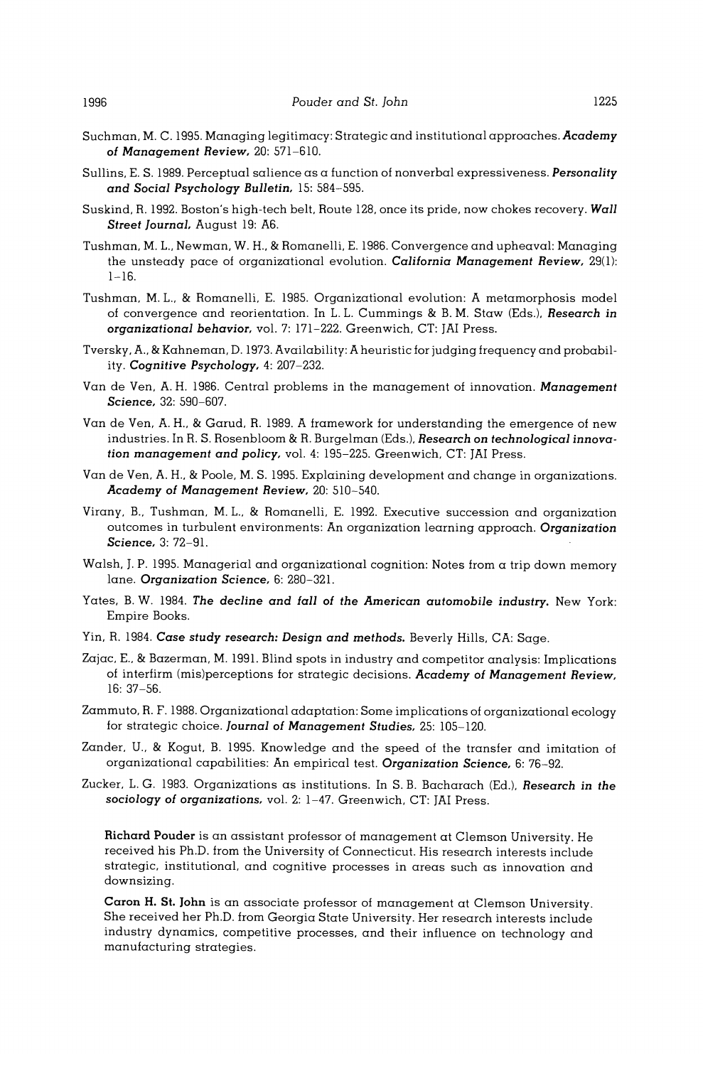Suchman, M. C. 1995. Managing legitimacy: Strategic and institutional approaches. ***Academy of Management Review,*** 20: 571–610.

Sullins, E. S. 1989. Perceptual salience as a function of nonverbal expressiveness. ***Personality and Social Psychology Bulletin,*** 15: 584–595.

Suskind, R. 1992. Boston's high-tech belt, Route 128, once its pride, now chokes recovery. ***Wall Street Journal,*** August 19: A6.

Tushman, M. L., Newman, W. H., & Romanelli, E. 1986. Convergence and upheaval: Managing the unsteady pace of organizational evolution. ***California Management Review,*** 29(1): 1–16.

Tushman, M. L., & Romanelli, E. 1985. Organizational evolution: A metamorphosis model of convergence and reorientation. In L. L. Cummings & B. M. Staw (Eds.), ***Research in organizational behavior,*** vol. 7: 171–222. Greenwich, CT: JAI Press.

Tversky, A., & Kahneman, D. 1973. Availability: A heuristic for judging frequency and probability. ***Cognitive Psychology,*** 4: 207–232.

Van de Ven, A. H. 1986. Central problems in the management of innovation. ***Management Science,*** 32: 590–607.

Van de Ven, A. H., & Garud, R. 1989. A framework for understanding the emergence of new industries. In R. S. Rosenbloom & R. Burgelman (Eds.), ***Research on technological innovation management and policy,*** vol. 4: 195–225. Greenwich, CT: JAI Press.

Van de Ven, A. H., & Poole, M. S. 1995. Explaining development and change in organizations. ***Academy of Management Review,*** 20: 510–540.

Virany, B., Tushman, M. L., & Romanelli, E. 1992. Executive succession and organization outcomes in turbulent environments: An organization learning approach. ***Organization Science,*** 3: 72–91.

Walsh, J. P. 1995. Managerial and organizational cognition: Notes from a trip down memory lane. ***Organization Science,*** 6: 280–321.

Yates, B. W. 1984. ***The decline and fall of the American automobile industry.*** New York: Empire Books.

Yin, R. 1984. ***Case study research: Design and methods.*** Beverly Hills, CA: Sage.

Zajac, E., & Bazerman, M. 1991. Blind spots in industry and competitor analysis: Implications of interfirm (mis)perceptions for strategic decisions. ***Academy of Management Review,*** 16: 37–56.

Zammuto, R. F. 1988. Organizational adaptation: Some implications of organizational ecology for strategic choice. ***Journal of Management Studies,*** 25: 105–120.

Zander, U., & Kogut, B. 1995. Knowledge and the speed of the transfer and imitation of organizational capabilities: An empirical test. ***Organization Science,*** 6: 76–92.

Zucker, L. G. 1983. Organizations as institutions. In S. B. Bacharach (Ed.), ***Research in the sociology of organizations,*** vol. 2: 1–47. Greenwich, CT: JAI Press.

**Richard Pouder** is an assistant professor of management at Clemson University. He received his Ph.D. from the University of Connecticut. His research interests include strategic, institutional, and cognitive processes in areas such as innovation and downsizing.

**Caron H. St. John** is an associate professor of management at Clemson University. She received her Ph.D. from Georgia State University. Her research interests include industry dynamics, competitive processes, and their influence on technology and manufacturing strategies.